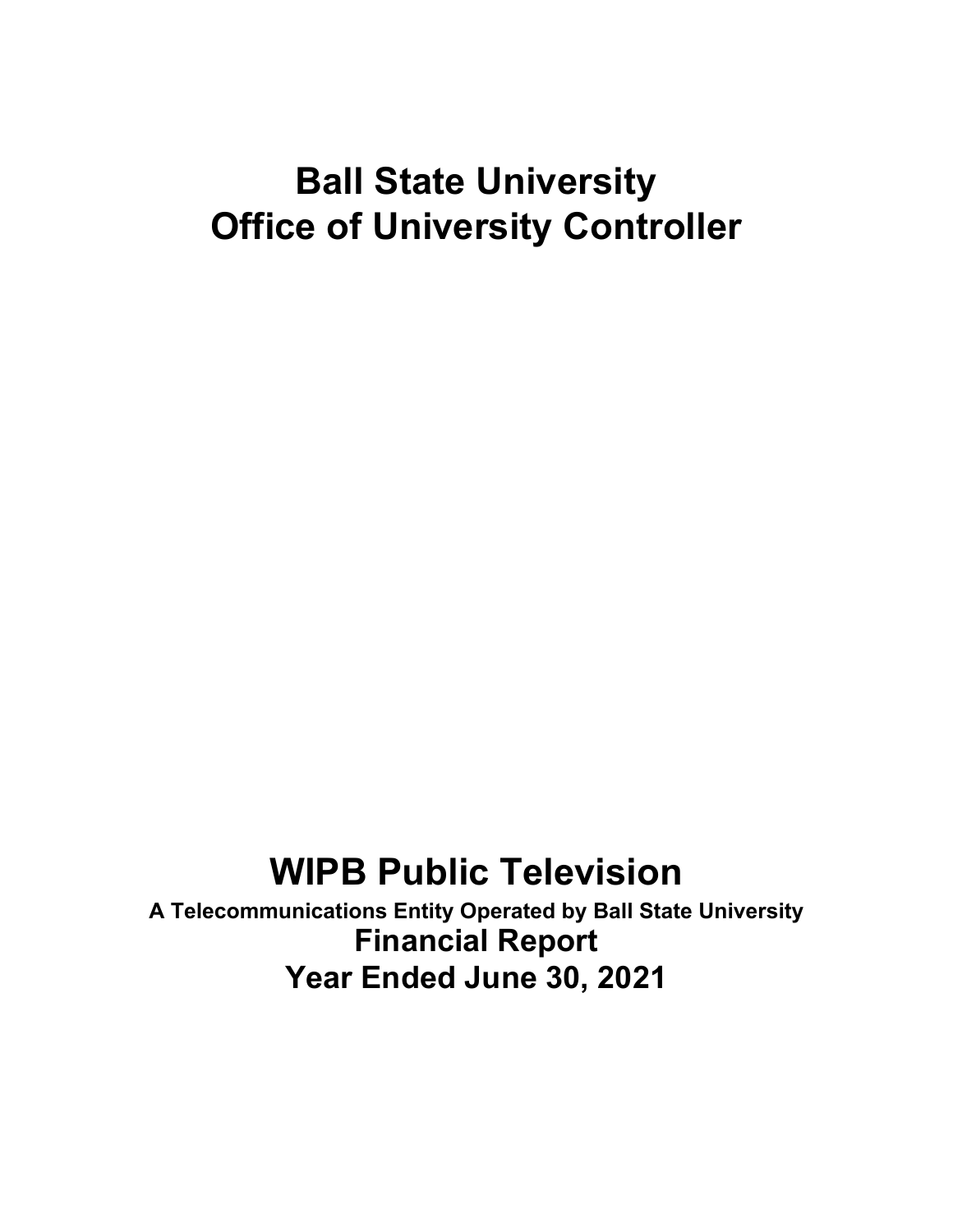# Ball State University
# Office of University Controller

# WIPB Public Television

**A Telecommunications Entity Operated by Ball State University**

## Financial Report

## Year Ended June 30, 2021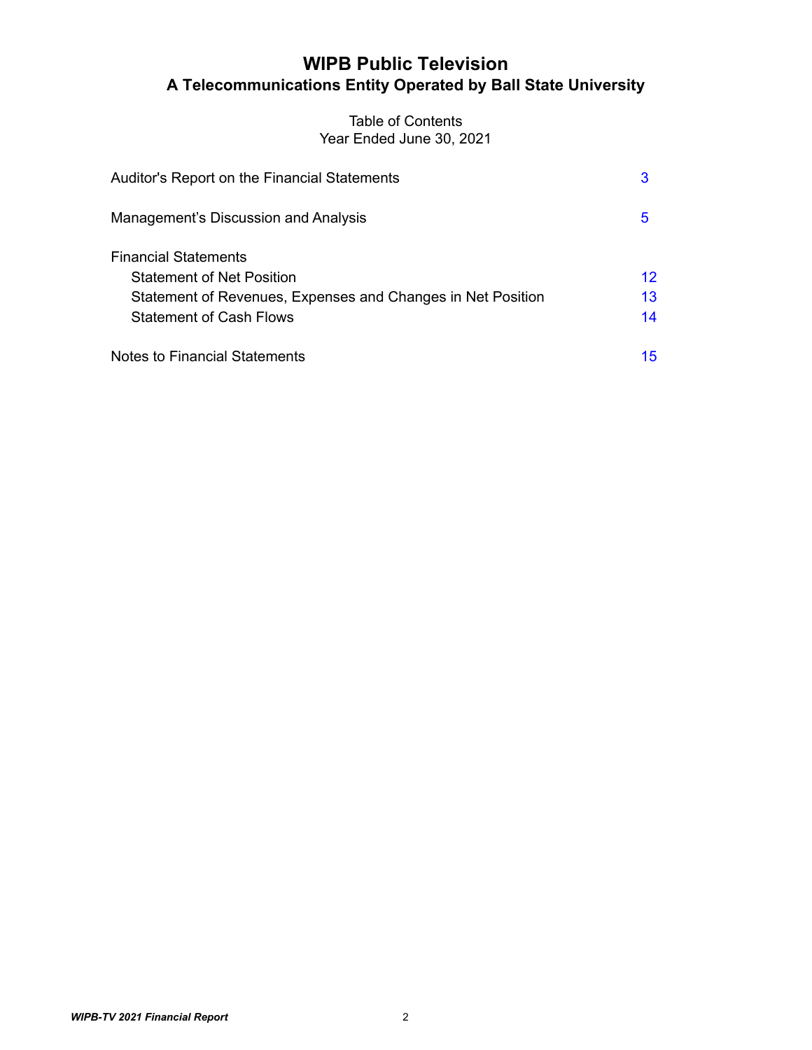# WIPB Public Television

## A Telecommunications Entity Operated by Ball State University

Table of Contents
Year Ended June 30, 2021

| | |
|---|---|
| Auditor's Report on the Financial Statements | 3 |
| Management's Discussion and Analysis | 5 |
| Financial Statements | |
| Statement of Net Position | 12 |
| Statement of Revenues, Expenses and Changes in Net Position | 13 |
| Statement of Cash Flows | 14 |
| Notes to Financial Statements | 15 |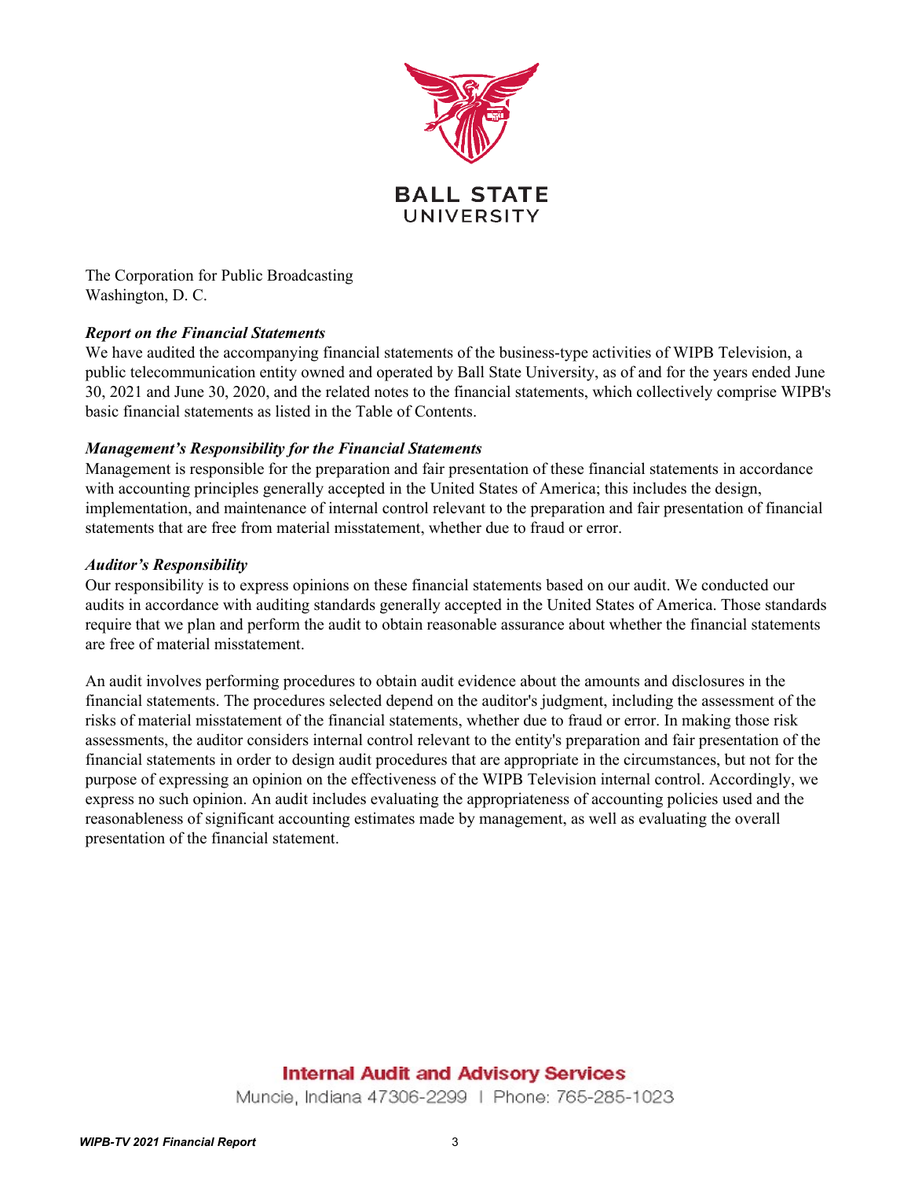BALL STATE
UNIVERSITY

The Corporation for Public Broadcasting
Washington, D. C.

***Report on the Financial Statements***

We have audited the accompanying financial statements of the business-type activities of WIPB Television, a public telecommunication entity owned and operated by Ball State University, as of and for the years ended June 30, 2021 and June 30, 2020, and the related notes to the financial statements, which collectively comprise WIPB's basic financial statements as listed in the Table of Contents.

***Management's Responsibility for the Financial Statements***

Management is responsible for the preparation and fair presentation of these financial statements in accordance with accounting principles generally accepted in the United States of America; this includes the design, implementation, and maintenance of internal control relevant to the preparation and fair presentation of financial statements that are free from material misstatement, whether due to fraud or error.

***Auditor's Responsibility***

Our responsibility is to express opinions on these financial statements based on our audit. We conducted our audits in accordance with auditing standards generally accepted in the United States of America. Those standards require that we plan and perform the audit to obtain reasonable assurance about whether the financial statements are free of material misstatement.

An audit involves performing procedures to obtain audit evidence about the amounts and disclosures in the financial statements. The procedures selected depend on the auditor's judgment, including the assessment of the risks of material misstatement of the financial statements, whether due to fraud or error. In making those risk assessments, the auditor considers internal control relevant to the entity's preparation and fair presentation of the financial statements in order to design audit procedures that are appropriate in the circumstances, but not for the purpose of expressing an opinion on the effectiveness of the WIPB Television internal control. Accordingly, we express no such opinion. An audit includes evaluating the appropriateness of accounting policies used and the reasonableness of significant accounting estimates made by management, as well as evaluating the overall presentation of the financial statement.

**Internal Audit and Advisory Services**
Muncie, Indiana 47306-2299 | Phone: 765-285-1023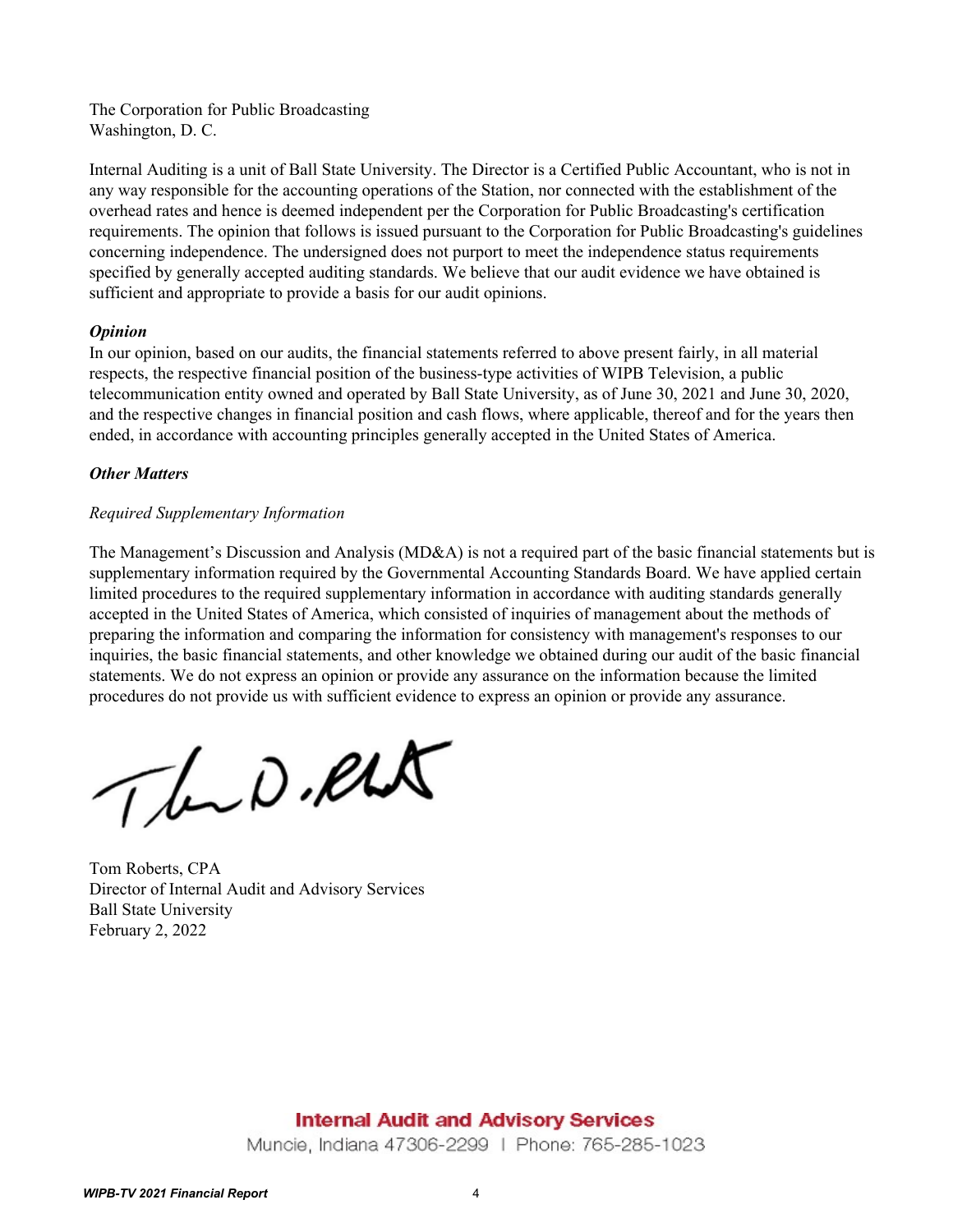The Corporation for Public Broadcasting
Washington, D. C.

Internal Auditing is a unit of Ball State University. The Director is a Certified Public Accountant, who is not in any way responsible for the accounting operations of the Station, nor connected with the establishment of the overhead rates and hence is deemed independent per the Corporation for Public Broadcasting's certification requirements. The opinion that follows is issued pursuant to the Corporation for Public Broadcasting's guidelines concerning independence. The undersigned does not purport to meet the independence status requirements specified by generally accepted auditing standards. We believe that our audit evidence we have obtained is sufficient and appropriate to provide a basis for our audit opinions.

***Opinion***

In our opinion, based on our audits, the financial statements referred to above present fairly, in all material respects, the respective financial position of the business-type activities of WIPB Television, a public telecommunication entity owned and operated by Ball State University, as of June 30, 2021 and June 30, 2020, and the respective changes in financial position and cash flows, where applicable, thereof and for the years then ended, in accordance with accounting principles generally accepted in the United States of America.

***Other Matters***

*Required Supplementary Information*

The Management's Discussion and Analysis (MD&A) is not a required part of the basic financial statements but is supplementary information required by the Governmental Accounting Standards Board. We have applied certain limited procedures to the required supplementary information in accordance with auditing standards generally accepted in the United States of America, which consisted of inquiries of management about the methods of preparing the information and comparing the information for consistency with management's responses to our inquiries, the basic financial statements, and other knowledge we obtained during our audit of the basic financial statements. We do not express an opinion or provide any assurance on the information because the limited procedures do not provide us with sufficient evidence to express an opinion or provide any assurance.

Tom Roberts, CPA
Director of Internal Audit and Advisory Services
Ball State University
February 2, 2022

**Internal Audit and Advisory Services**
Muncie, Indiana 47306-2299 | Phone: 765-285-1023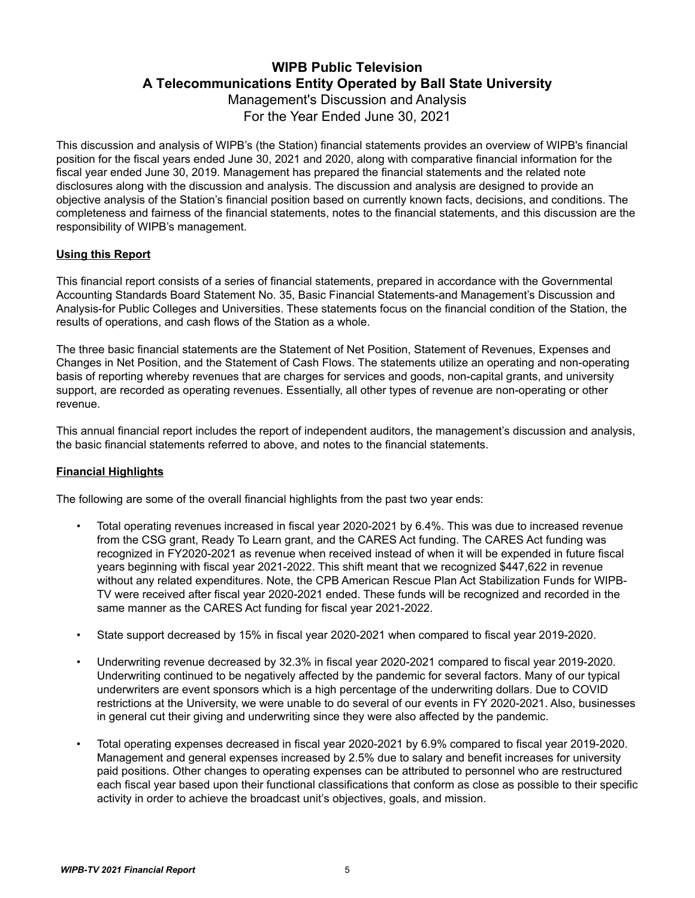# WIPB Public Television
# A Telecommunications Entity Operated by Ball State University

Management's Discussion and Analysis

For the Year Ended June 30, 2021

This discussion and analysis of WIPB's (the Station) financial statements provides an overview of WIPB's financial position for the fiscal years ended June 30, 2021 and 2020, along with comparative financial information for the fiscal year ended June 30, 2019. Management has prepared the financial statements and the related note disclosures along with the discussion and analysis. The discussion and analysis are designed to provide an objective analysis of the Station's financial position based on currently known facts, decisions, and conditions. The completeness and fairness of the financial statements, notes to the financial statements, and this discussion are the responsibility of WIPB's management.

## Using this Report

This financial report consists of a series of financial statements, prepared in accordance with the Governmental Accounting Standards Board Statement No. 35, Basic Financial Statements-and Management's Discussion and Analysis-for Public Colleges and Universities. These statements focus on the financial condition of the Station, the results of operations, and cash flows of the Station as a whole.

The three basic financial statements are the Statement of Net Position, Statement of Revenues, Expenses and Changes in Net Position, and the Statement of Cash Flows. The statements utilize an operating and non-operating basis of reporting whereby revenues that are charges for services and goods, non-capital grants, and university support, are recorded as operating revenues. Essentially, all other types of revenue are non-operating or other revenue.

This annual financial report includes the report of independent auditors, the management's discussion and analysis, the basic financial statements referred to above, and notes to the financial statements.

## Financial Highlights

The following are some of the overall financial highlights from the past two year ends:

- Total operating revenues increased in fiscal year 2020-2021 by 6.4%. This was due to increased revenue from the CSG grant, Ready To Learn grant, and the CARES Act funding. The CARES Act funding was recognized in FY2020-2021 as revenue when received instead of when it will be expended in future fiscal years beginning with fiscal year 2021-2022. This shift meant that we recognized $447,622 in revenue without any related expenditures. Note, the CPB American Rescue Plan Act Stabilization Funds for WIPB-TV were received after fiscal year 2020-2021 ended. These funds will be recognized and recorded in the same manner as the CARES Act funding for fiscal year 2021-2022.

- State support decreased by 15% in fiscal year 2020-2021 when compared to fiscal year 2019-2020.

- Underwriting revenue decreased by 32.3% in fiscal year 2020-2021 compared to fiscal year 2019-2020. Underwriting continued to be negatively affected by the pandemic for several factors. Many of our typical underwriters are event sponsors which is a high percentage of the underwriting dollars. Due to COVID restrictions at the University, we were unable to do several of our events in FY 2020-2021. Also, businesses in general cut their giving and underwriting since they were also affected by the pandemic.

- Total operating expenses decreased in fiscal year 2020-2021 by 6.9% compared to fiscal year 2019-2020. Management and general expenses increased by 2.5% due to salary and benefit increases for university paid positions. Other changes to operating expenses can be attributed to personnel who are restructured each fiscal year based upon their functional classifications that conform as close as possible to their specific activity in order to achieve the broadcast unit's objectives, goals, and mission.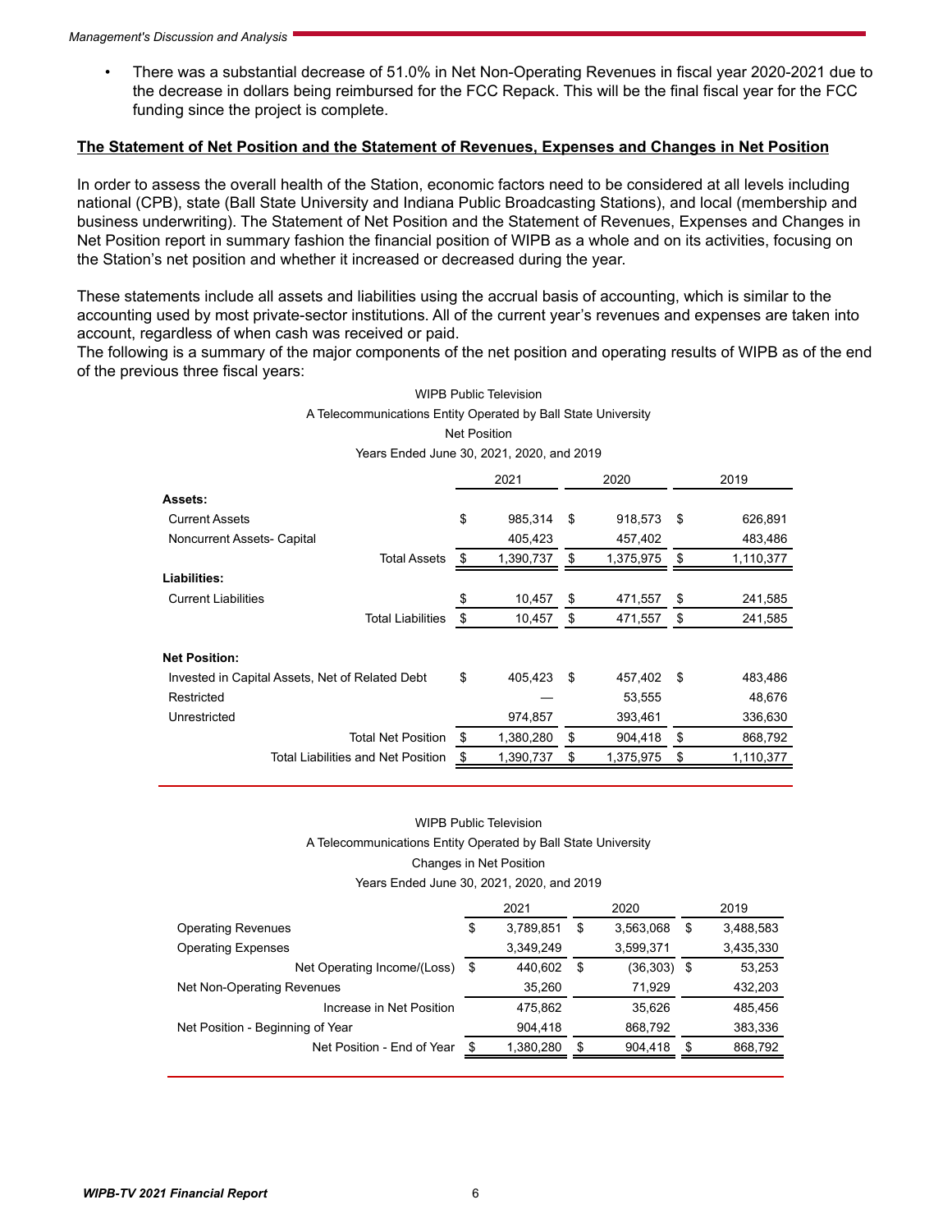- There was a substantial decrease of 51.0% in Net Non-Operating Revenues in fiscal year 2020-2021 due to the decrease in dollars being reimbursed for the FCC Repack. This will be the final fiscal year for the FCC funding since the project is complete.

**The Statement of Net Position and the Statement of Revenues, Expenses and Changes in Net Position**

In order to assess the overall health of the Station, economic factors need to be considered at all levels including national (CPB), state (Ball State University and Indiana Public Broadcasting Stations), and local (membership and business underwriting). The Statement of Net Position and the Statement of Revenues, Expenses and Changes in Net Position report in summary fashion the financial position of WIPB as a whole and on its activities, focusing on the Station's net position and whether it increased or decreased during the year.

These statements include all assets and liabilities using the accrual basis of accounting, which is similar to the accounting used by most private-sector institutions. All of the current year's revenues and expenses are taken into account, regardless of when cash was received or paid.

The following is a summary of the major components of the net position and operating results of WIPB as of the end of the previous three fiscal years:

WIPB Public Television

A Telecommunications Entity Operated by Ball State University

Net Position

Years Ended June 30, 2021, 2020, and 2019

| | 2021 | 2020 | 2019 |
|---|---|---|---|
| **Assets:** | | | |
| Current Assets | $ 985,314 | $ 918,573 | $ 626,891 |
| Noncurrent Assets- Capital | 405,423 | 457,402 | 483,486 |
| Total Assets | $ 1,390,737 | $ 1,375,975 | $ 1,110,377 |
| **Liabilities:** | | | |
| Current Liabilities | $ 10,457 | $ 471,557 | $ 241,585 |
| Total Liabilities | $ 10,457 | $ 471,557 | $ 241,585 |
| **Net Position:** | | | |
| Invested in Capital Assets, Net of Related Debt | $ 405,423 | $ 457,402 | $ 483,486 |
| Restricted | — | 53,555 | 48,676 |
| Unrestricted | 974,857 | 393,461 | 336,630 |
| Total Net Position | $ 1,380,280 | $ 904,418 | $ 868,792 |
| Total Liabilities and Net Position | $ 1,390,737 | $ 1,375,975 | $ 1,110,377 |

WIPB Public Television

A Telecommunications Entity Operated by Ball State University

Changes in Net Position

Years Ended June 30, 2021, 2020, and 2019

| | 2021 | 2020 | 2019 |
|---|---|---|---|
| Operating Revenues | $ 3,789,851 | $ 3,563,068 | $ 3,488,583 |
| Operating Expenses | 3,349,249 | 3,599,371 | 3,435,330 |
| Net Operating Income/(Loss) | $ 440,602 | $ (36,303) | $ 53,253 |
| Net Non-Operating Revenues | 35,260 | 71,929 | 432,203 |
| Increase in Net Position | 475,862 | 35,626 | 485,456 |
| Net Position - Beginning of Year | 904,418 | 868,792 | 383,336 |
| Net Position - End of Year | $ 1,380,280 | $ 904,418 | $ 868,792 |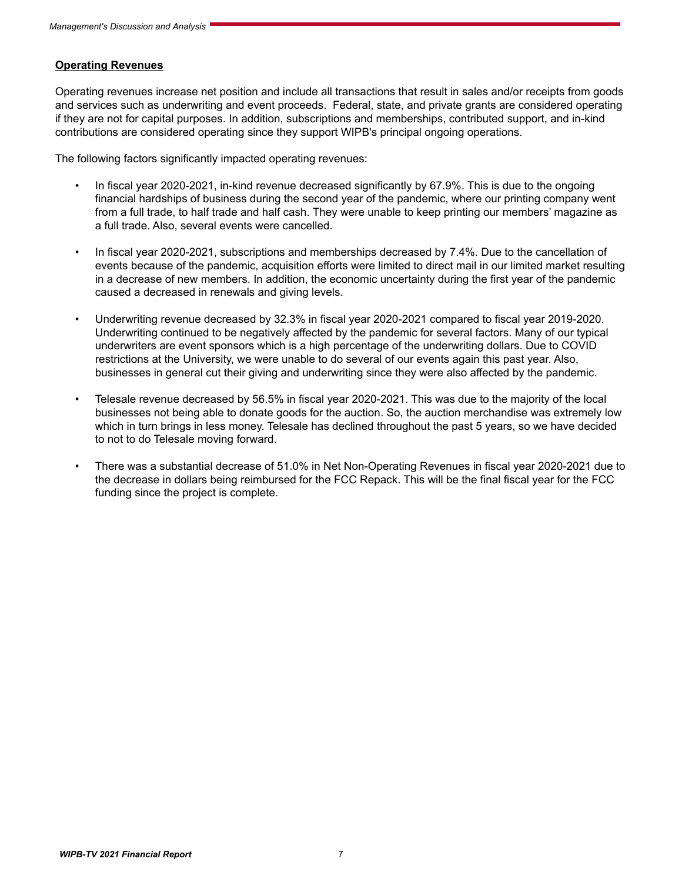## Operating Revenues

Operating revenues increase net position and include all transactions that result in sales and/or receipts from goods and services such as underwriting and event proceeds. Federal, state, and private grants are considered operating if they are not for capital purposes. In addition, subscriptions and memberships, contributed support, and in-kind contributions are considered operating since they support WIPB's principal ongoing operations.

The following factors significantly impacted operating revenues:

- In fiscal year 2020-2021, in-kind revenue decreased significantly by 67.9%. This is due to the ongoing financial hardships of business during the second year of the pandemic, where our printing company went from a full trade, to half trade and half cash. They were unable to keep printing our members' magazine as a full trade. Also, several events were cancelled.

- In fiscal year 2020-2021, subscriptions and memberships decreased by 7.4%. Due to the cancellation of events because of the pandemic, acquisition efforts were limited to direct mail in our limited market resulting in a decrease of new members. In addition, the economic uncertainty during the first year of the pandemic caused a decreased in renewals and giving levels.

- Underwriting revenue decreased by 32.3% in fiscal year 2020-2021 compared to fiscal year 2019-2020. Underwriting continued to be negatively affected by the pandemic for several factors. Many of our typical underwriters are event sponsors which is a high percentage of the underwriting dollars. Due to COVID restrictions at the University, we were unable to do several of our events again this past year. Also, businesses in general cut their giving and underwriting since they were also affected by the pandemic.

- Telesale revenue decreased by 56.5% in fiscal year 2020-2021. This was due to the majority of the local businesses not being able to donate goods for the auction. So, the auction merchandise was extremely low which in turn brings in less money. Telesale has declined throughout the past 5 years, so we have decided to not to do Telesale moving forward.

- There was a substantial decrease of 51.0% in Net Non-Operating Revenues in fiscal year 2020-2021 due to the decrease in dollars being reimbursed for the FCC Repack. This will be the final fiscal year for the FCC funding since the project is complete.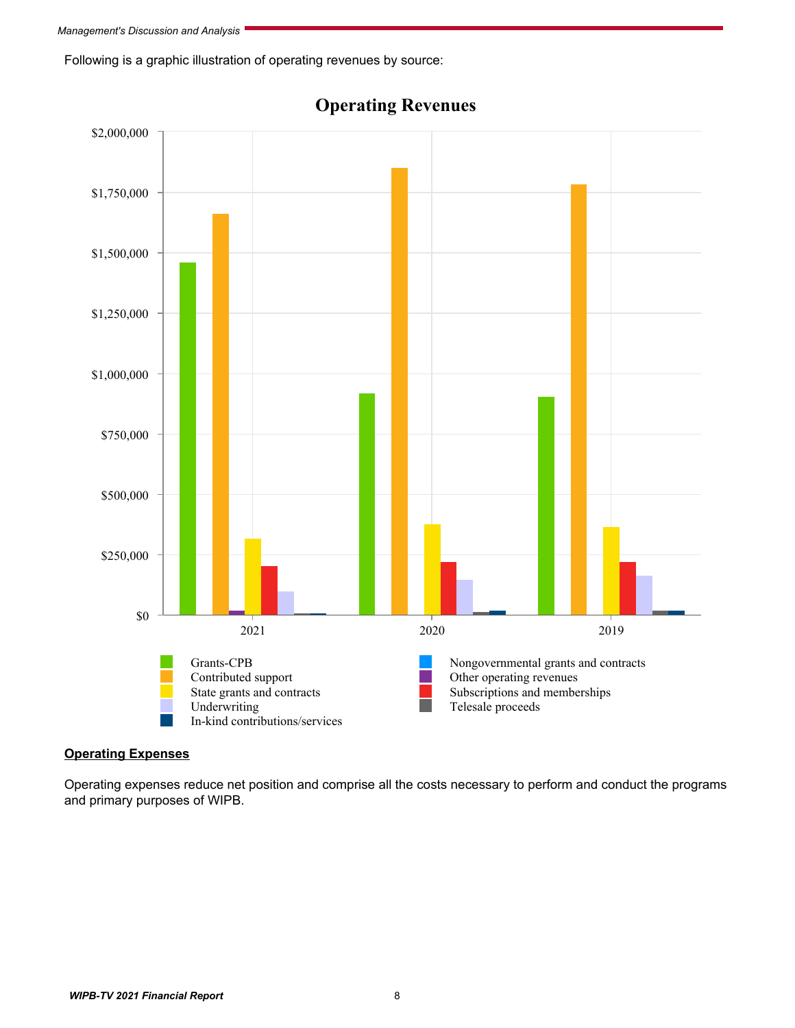Following is a graphic illustration of operating revenues by source:

**Operating Revenues**

$2,000,000
$1,750,000
$1,500,000
$1,250,000
$1,000,000
$750,000
$500,000
$250,000
$0

2021 2020 2019

- Grants-CPB
- Contributed support
- State grants and contracts
- Underwriting
- In-kind contributions/services
- Nongovernmental grants and contracts
- Other operating revenues
- Subscriptions and memberships
- Telesale proceeds

## Operating Expenses

Operating expenses reduce net position and comprise all the costs necessary to perform and conduct the programs and primary purposes of WIPB.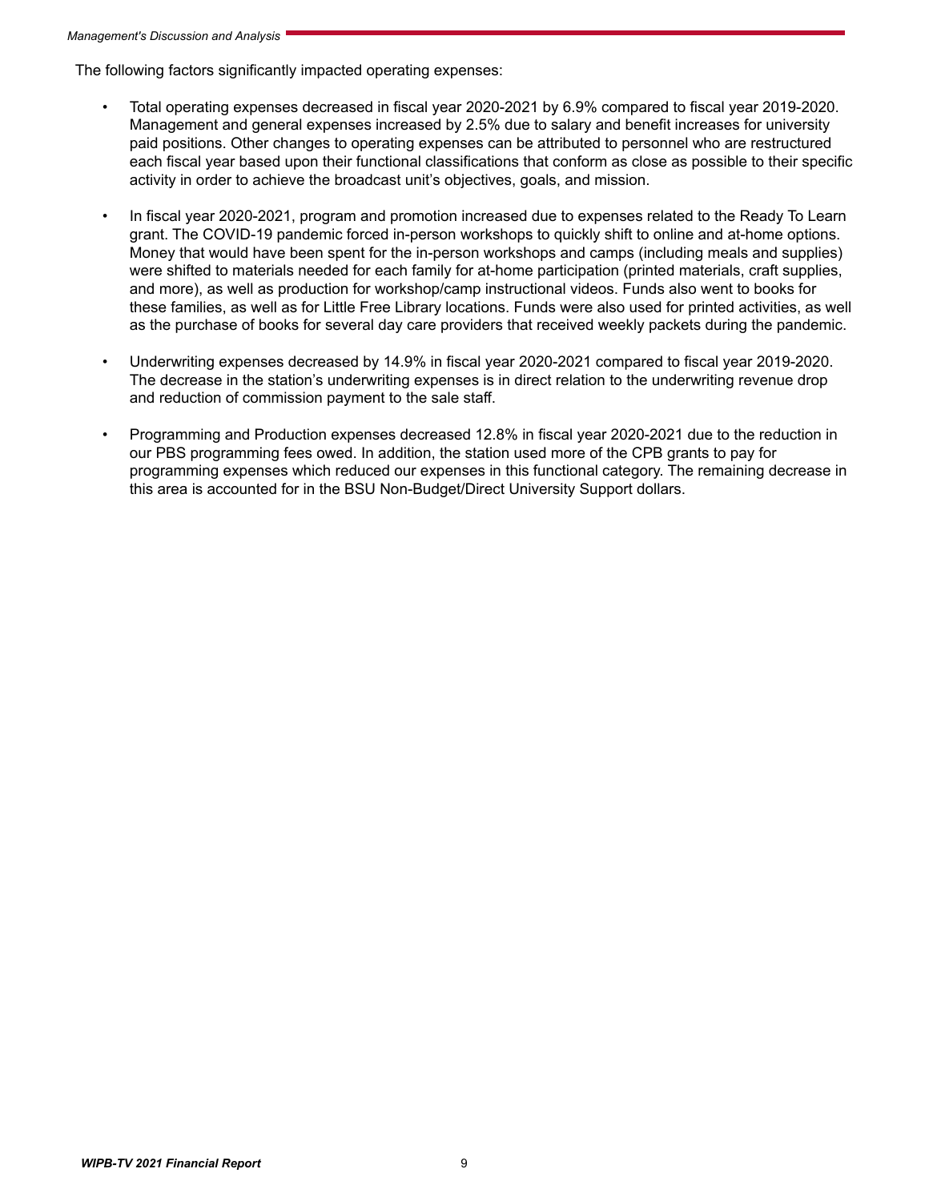The following factors significantly impacted operating expenses:

- Total operating expenses decreased in fiscal year 2020-2021 by 6.9% compared to fiscal year 2019-2020. Management and general expenses increased by 2.5% due to salary and benefit increases for university paid positions. Other changes to operating expenses can be attributed to personnel who are restructured each fiscal year based upon their functional classifications that conform as close as possible to their specific activity in order to achieve the broadcast unit's objectives, goals, and mission.

- In fiscal year 2020-2021, program and promotion increased due to expenses related to the Ready To Learn grant. The COVID-19 pandemic forced in-person workshops to quickly shift to online and at-home options. Money that would have been spent for the in-person workshops and camps (including meals and supplies) were shifted to materials needed for each family for at-home participation (printed materials, craft supplies, and more), as well as production for workshop/camp instructional videos. Funds also went to books for these families, as well as for Little Free Library locations. Funds were also used for printed activities, as well as the purchase of books for several day care providers that received weekly packets during the pandemic.

- Underwriting expenses decreased by 14.9% in fiscal year 2020-2021 compared to fiscal year 2019-2020. The decrease in the station's underwriting expenses is in direct relation to the underwriting revenue drop and reduction of commission payment to the sale staff.

- Programming and Production expenses decreased 12.8% in fiscal year 2020-2021 due to the reduction in our PBS programming fees owed. In addition, the station used more of the CPB grants to pay for programming expenses which reduced our expenses in this functional category. The remaining decrease in this area is accounted for in the BSU Non-Budget/Direct University Support dollars.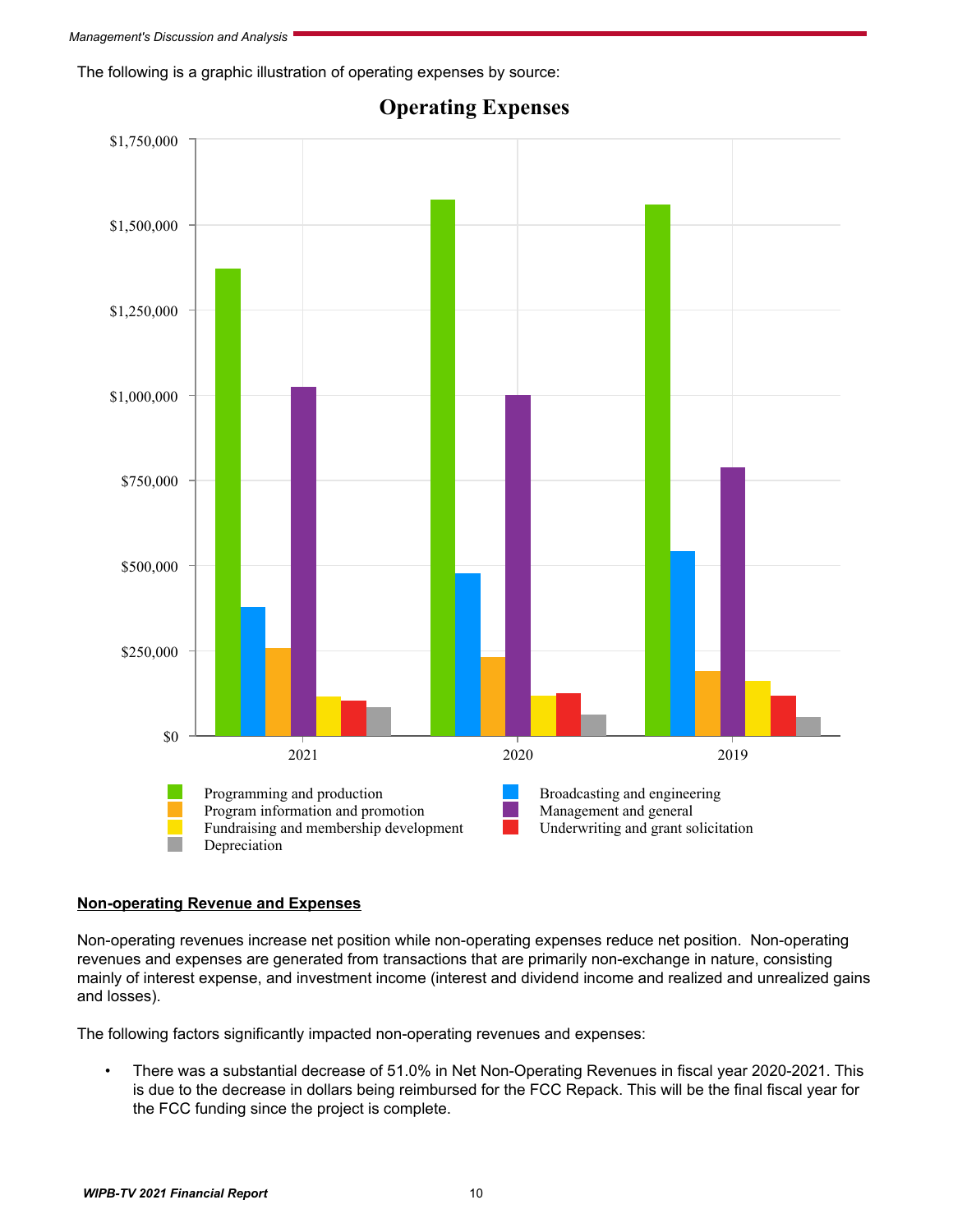The following is a graphic illustration of operating expenses by source:

**Operating Expenses**

## Non-operating Revenue and Expenses

Non-operating revenues increase net position while non-operating expenses reduce net position. Non-operating revenues and expenses are generated from transactions that are primarily non-exchange in nature, consisting mainly of interest expense, and investment income (interest and dividend income and realized and unrealized gains and losses).

The following factors significantly impacted non-operating revenues and expenses:

- There was a substantial decrease of 51.0% in Net Non-Operating Revenues in fiscal year 2020-2021. This is due to the decrease in dollars being reimbursed for the FCC Repack. This will be the final fiscal year for the FCC funding since the project is complete.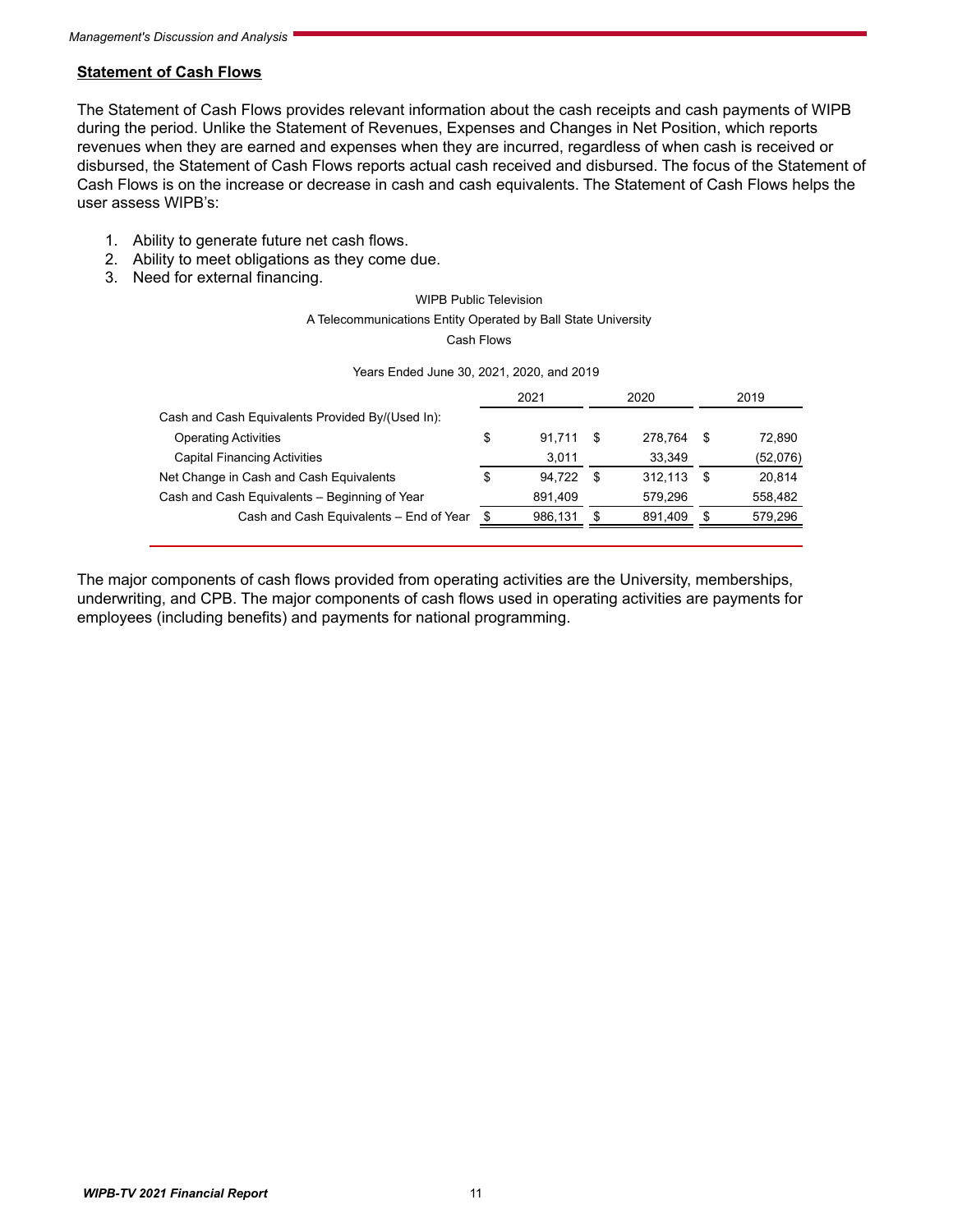## Statement of Cash Flows

The Statement of Cash Flows provides relevant information about the cash receipts and cash payments of WIPB during the period. Unlike the Statement of Revenues, Expenses and Changes in Net Position, which reports revenues when they are earned and expenses when they are incurred, regardless of when cash is received or disbursed, the Statement of Cash Flows reports actual cash received and disbursed. The focus of the Statement of Cash Flows is on the increase or decrease in cash and cash equivalents. The Statement of Cash Flows helps the user assess WIPB's:

1. Ability to generate future net cash flows.
2. Ability to meet obligations as they come due.
3. Need for external financing.

WIPB Public Television

A Telecommunications Entity Operated by Ball State University

Cash Flows

Years Ended June 30, 2021, 2020, and 2019

| | 2021 | 2020 | 2019 |
|---|---|---|---|
| Cash and Cash Equivalents Provided By/(Used In): | | | |
| Operating Activities | $ 91,711 | $ 278,764 | $ 72,890 |
| Capital Financing Activities | 3,011 | 33,349 | (52,076) |
| Net Change in Cash and Cash Equivalents | $ 94,722 | $ 312,113 | $ 20,814 |
| Cash and Cash Equivalents – Beginning of Year | 891,409 | 579,296 | 558,482 |
| Cash and Cash Equivalents – End of Year | $ 986,131 | $ 891,409 | $ 579,296 |

The major components of cash flows provided from operating activities are the University, memberships, underwriting, and CPB. The major components of cash flows used in operating activities are payments for employees (including benefits) and payments for national programming.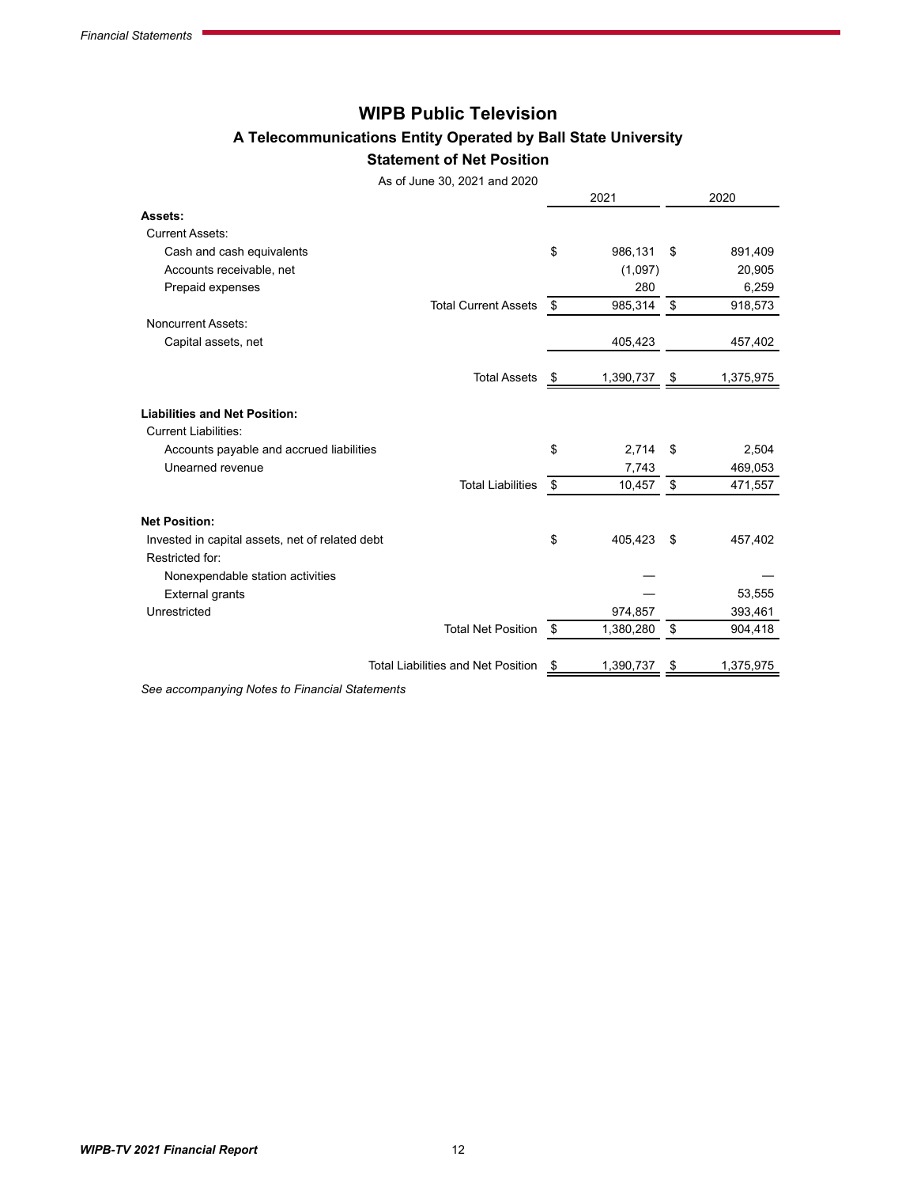# WIPB Public Television

## A Telecommunications Entity Operated by Ball State University

## Statement of Net Position

As of June 30, 2021 and 2020

| | 2021 | 2020 |
|---|---|---|
| **Assets:** | | |
| Current Assets: | | |
| Cash and cash equivalents | $ 986,131 | $ 891,409 |
| Accounts receivable, net | (1,097) | 20,905 |
| Prepaid expenses | 280 | 6,259 |
| Total Current Assets | $ 985,314 | $ 918,573 |
| Noncurrent Assets: | | |
| Capital assets, net | 405,423 | 457,402 |
| Total Assets | $ 1,390,737 | $ 1,375,975 |
| **Liabilities and Net Position:** | | |
| Current Liabilities: | | |
| Accounts payable and accrued liabilities | $ 2,714 | $ 2,504 |
| Unearned revenue | 7,743 | 469,053 |
| Total Liabilities | $ 10,457 | $ 471,557 |
| **Net Position:** | | |
| Invested in capital assets, net of related debt | $ 405,423 | $ 457,402 |
| Restricted for: | | |
| Nonexpendable station activities | — | — |
| External grants | — | 53,555 |
| Unrestricted | 974,857 | 393,461 |
| Total Net Position | $ 1,380,280 | $ 904,418 |
| Total Liabilities and Net Position | $ 1,390,737 | $ 1,375,975 |

*See accompanying Notes to Financial Statements*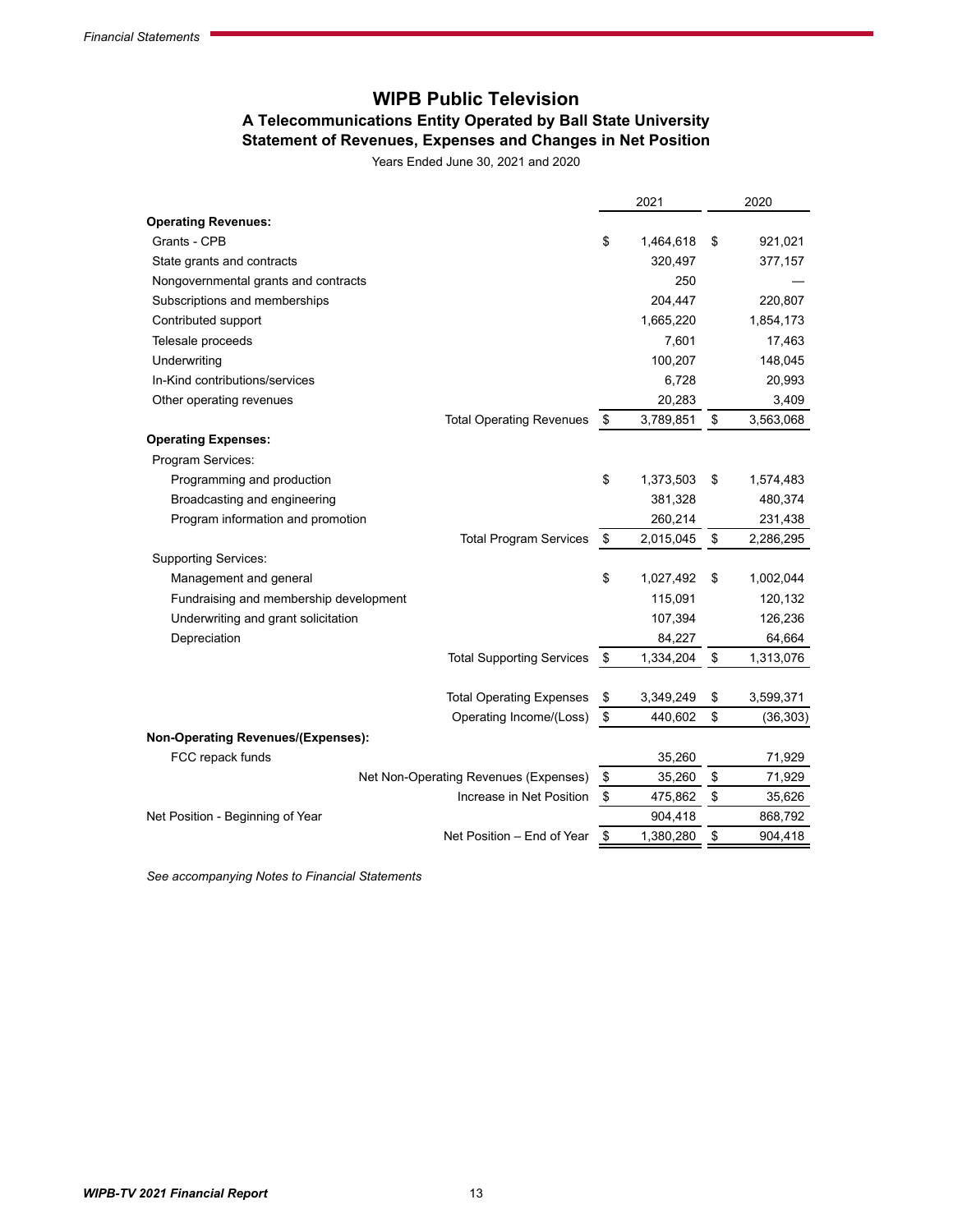# WIPB Public Television

## A Telecommunications Entity Operated by Ball State University

## Statement of Revenues, Expenses and Changes in Net Position

Years Ended June 30, 2021 and 2020

| | 2021 | 2020 |
|---|---|---|
| **Operating Revenues:** | | |
| Grants - CPB | $ 1,464,618 | $ 921,021 |
| State grants and contracts | 320,497 | 377,157 |
| Nongovernmental grants and contracts | 250 | — |
| Subscriptions and memberships | 204,447 | 220,807 |
| Contributed support | 1,665,220 | 1,854,173 |
| Telesale proceeds | 7,601 | 17,463 |
| Underwriting | 100,207 | 148,045 |
| In-Kind contributions/services | 6,728 | 20,993 |
| Other operating revenues | 20,283 | 3,409 |
| Total Operating Revenues | $ 3,789,851 | $ 3,563,068 |
| **Operating Expenses:** | | |
| Program Services: | | |
| Programming and production | $ 1,373,503 | $ 1,574,483 |
| Broadcasting and engineering | 381,328 | 480,374 |
| Program information and promotion | 260,214 | 231,438 |
| Total Program Services | $ 2,015,045 | $ 2,286,295 |
| Supporting Services: | | |
| Management and general | $ 1,027,492 | $ 1,002,044 |
| Fundraising and membership development | 115,091 | 120,132 |
| Underwriting and grant solicitation | 107,394 | 126,236 |
| Depreciation | 84,227 | 64,664 |
| Total Supporting Services | $ 1,334,204 | $ 1,313,076 |
| Total Operating Expenses | $ 3,349,249 | $ 3,599,371 |
| Operating Income/(Loss) | $ 440,602 | $ (36,303) |
| **Non-Operating Revenues/(Expenses):** | | |
| FCC repack funds | 35,260 | 71,929 |
| Net Non-Operating Revenues (Expenses) | $ 35,260 | $ 71,929 |
| Increase in Net Position | $ 475,862 | $ 35,626 |
| Net Position - Beginning of Year | 904,418 | 868,792 |
| Net Position – End of Year | $ 1,380,280 | $ 904,418 |

*See accompanying Notes to Financial Statements*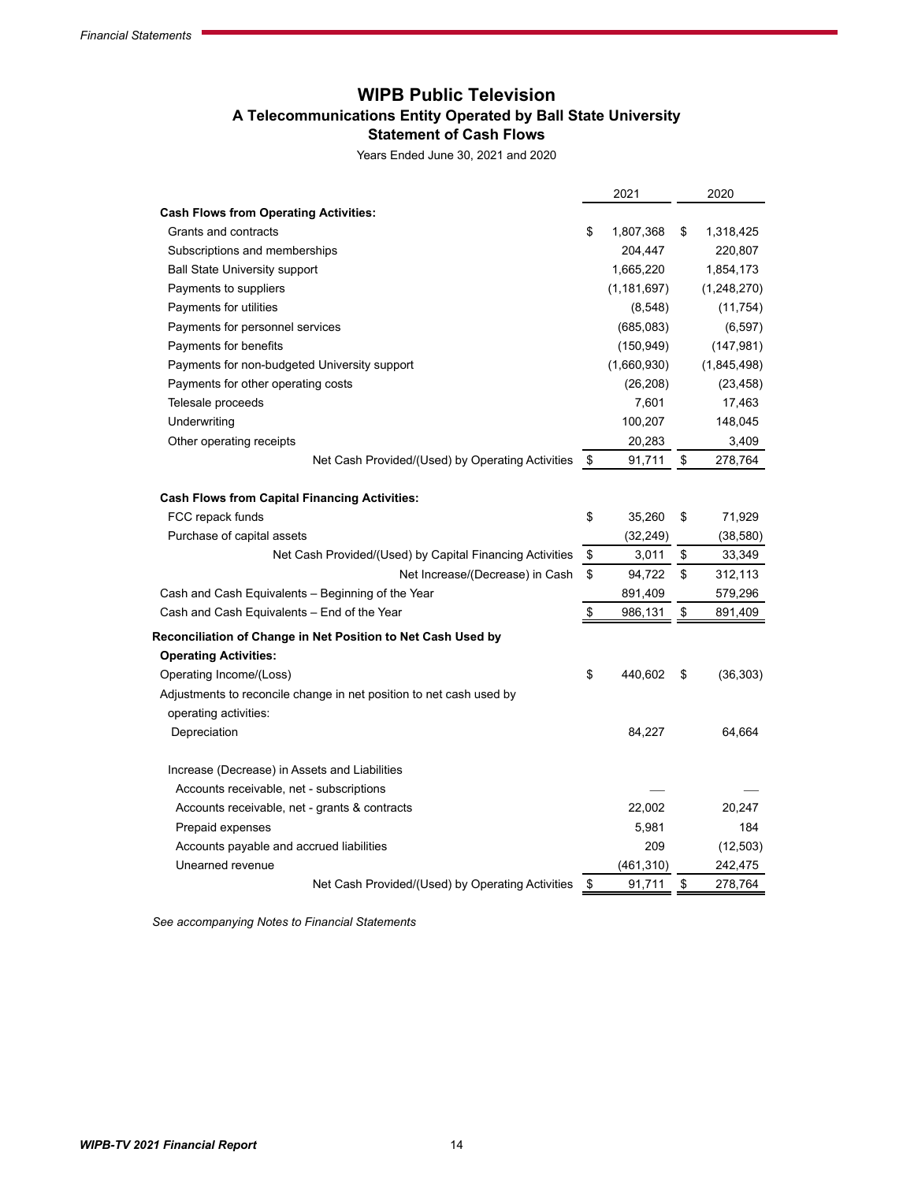# WIPB Public Television

## A Telecommunications Entity Operated by Ball State University

## Statement of Cash Flows

Years Ended June 30, 2021 and 2020

| | 2021 | 2020 |
|---|---|---|
| **Cash Flows from Operating Activities:** | | |
| Grants and contracts | $ 1,807,368 | $ 1,318,425 |
| Subscriptions and memberships | 204,447 | 220,807 |
| Ball State University support | 1,665,220 | 1,854,173 |
| Payments to suppliers | (1,181,697) | (1,248,270) |
| Payments for utilities | (8,548) | (11,754) |
| Payments for personnel services | (685,083) | (6,597) |
| Payments for benefits | (150,949) | (147,981) |
| Payments for non-budgeted University support | (1,660,930) | (1,845,498) |
| Payments for other operating costs | (26,208) | (23,458) |
| Telesale proceeds | 7,601 | 17,463 |
| Underwriting | 100,207 | 148,045 |
| Other operating receipts | 20,283 | 3,409 |
| Net Cash Provided/(Used) by Operating Activities | $ 91,711 | $ 278,764 |
| **Cash Flows from Capital Financing Activities:** | | |
| FCC repack funds | $ 35,260 | $ 71,929 |
| Purchase of capital assets | (32,249) | (38,580) |
| Net Cash Provided/(Used) by Capital Financing Activities | $ 3,011 | $ 33,349 |
| Net Increase/(Decrease) in Cash | $ 94,722 | $ 312,113 |
| Cash and Cash Equivalents – Beginning of the Year | 891,409 | 579,296 |
| Cash and Cash Equivalents – End of the Year | $ 986,131 | $ 891,409 |
| **Reconciliation of Change in Net Position to Net Cash Used by Operating Activities:** | | |
| Operating Income/(Loss) | $ 440,602 | $ (36,303) |
| Adjustments to reconcile change in net position to net cash used by operating activities: | | |
| Depreciation | 84,227 | 64,664 |
| Increase (Decrease) in Assets and Liabilities | | |
| Accounts receivable, net - subscriptions | — | — |
| Accounts receivable, net - grants & contracts | 22,002 | 20,247 |
| Prepaid expenses | 5,981 | 184 |
| Accounts payable and accrued liabilities | 209 | (12,503) |
| Unearned revenue | (461,310) | 242,475 |
| Net Cash Provided/(Used) by Operating Activities | $ 91,711 | $ 278,764 |

*See accompanying Notes to Financial Statements*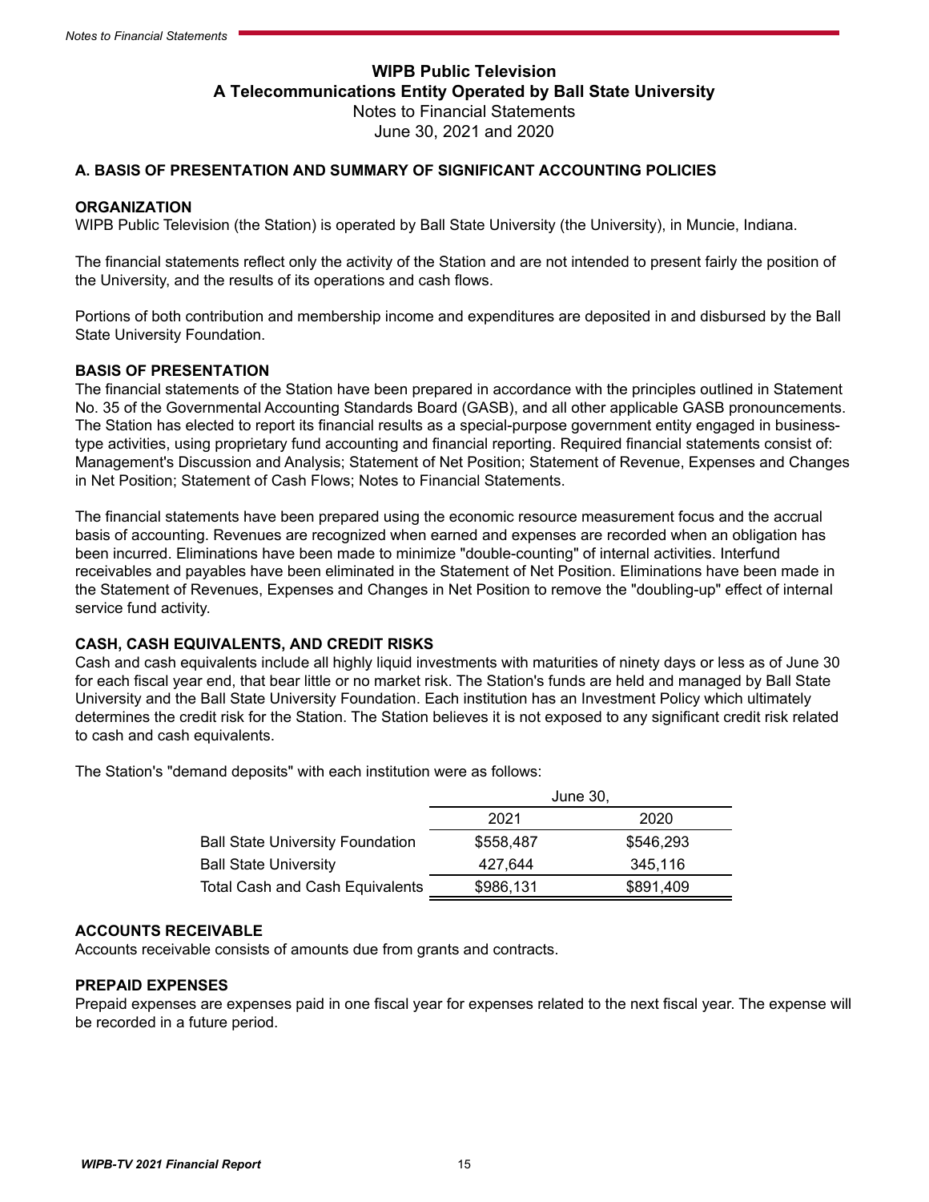# WIPB Public Television
## A Telecommunications Entity Operated by Ball State University
Notes to Financial Statements
June 30, 2021 and 2020

### A. BASIS OF PRESENTATION AND SUMMARY OF SIGNIFICANT ACCOUNTING POLICIES

**ORGANIZATION**
WIPB Public Television (the Station) is operated by Ball State University (the University), in Muncie, Indiana.

The financial statements reflect only the activity of the Station and are not intended to present fairly the position of the University, and the results of its operations and cash flows.

Portions of both contribution and membership income and expenditures are deposited in and disbursed by the Ball State University Foundation.

**BASIS OF PRESENTATION**
The financial statements of the Station have been prepared in accordance with the principles outlined in Statement No. 35 of the Governmental Accounting Standards Board (GASB), and all other applicable GASB pronouncements. The Station has elected to report its financial results as a special-purpose government entity engaged in business-type activities, using proprietary fund accounting and financial reporting. Required financial statements consist of: Management's Discussion and Analysis; Statement of Net Position; Statement of Revenue, Expenses and Changes in Net Position; Statement of Cash Flows; Notes to Financial Statements.

The financial statements have been prepared using the economic resource measurement focus and the accrual basis of accounting. Revenues are recognized when earned and expenses are recorded when an obligation has been incurred. Eliminations have been made to minimize "double-counting" of internal activities. Interfund receivables and payables have been eliminated in the Statement of Net Position. Eliminations have been made in the Statement of Revenues, Expenses and Changes in Net Position to remove the "doubling-up" effect of internal service fund activity.

**CASH, CASH EQUIVALENTS, AND CREDIT RISKS**
Cash and cash equivalents include all highly liquid investments with maturities of ninety days or less as of June 30 for each fiscal year end, that bear little or no market risk. The Station's funds are held and managed by Ball State University and the Ball State University Foundation. Each institution has an Investment Policy which ultimately determines the credit risk for the Station. The Station believes it is not exposed to any significant credit risk related to cash and cash equivalents.

The Station's "demand deposits" with each institution were as follows:

| | June 30, | |
|---|---|---|
| | 2021 | 2020 |
| Ball State University Foundation | $558,487 | $546,293 |
| Ball State University | 427,644 | 345,116 |
| Total Cash and Cash Equivalents | $986,131 | $891,409 |

**ACCOUNTS RECEIVABLE**
Accounts receivable consists of amounts due from grants and contracts.

**PREPAID EXPENSES**
Prepaid expenses are expenses paid in one fiscal year for expenses related to the next fiscal year. The expense will be recorded in a future period.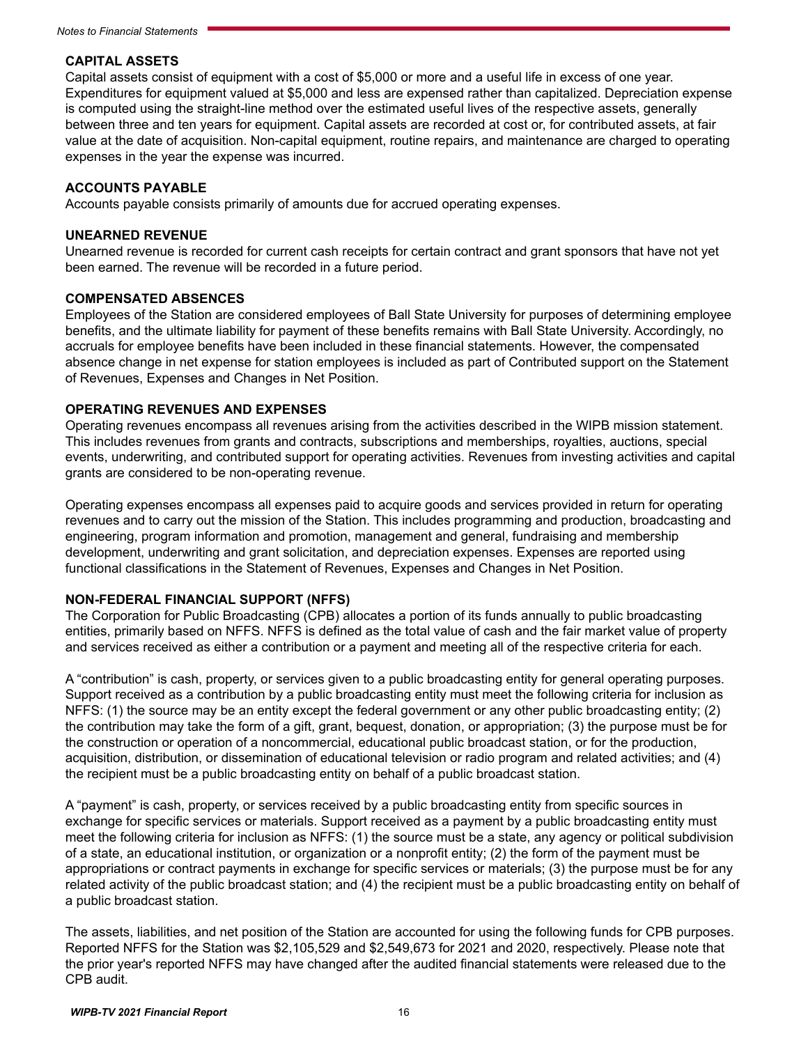### CAPITAL ASSETS

Capital assets consist of equipment with a cost of $5,000 or more and a useful life in excess of one year. Expenditures for equipment valued at $5,000 and less are expensed rather than capitalized. Depreciation expense is computed using the straight-line method over the estimated useful lives of the respective assets, generally between three and ten years for equipment. Capital assets are recorded at cost or, for contributed assets, at fair value at the date of acquisition. Non-capital equipment, routine repairs, and maintenance are charged to operating expenses in the year the expense was incurred.

### ACCOUNTS PAYABLE

Accounts payable consists primarily of amounts due for accrued operating expenses.

### UNEARNED REVENUE

Unearned revenue is recorded for current cash receipts for certain contract and grant sponsors that have not yet been earned. The revenue will be recorded in a future period.

### COMPENSATED ABSENCES

Employees of the Station are considered employees of Ball State University for purposes of determining employee benefits, and the ultimate liability for payment of these benefits remains with Ball State University. Accordingly, no accruals for employee benefits have been included in these financial statements. However, the compensated absence change in net expense for station employees is included as part of Contributed support on the Statement of Revenues, Expenses and Changes in Net Position.

### OPERATING REVENUES AND EXPENSES

Operating revenues encompass all revenues arising from the activities described in the WIPB mission statement. This includes revenues from grants and contracts, subscriptions and memberships, royalties, auctions, special events, underwriting, and contributed support for operating activities. Revenues from investing activities and capital grants are considered to be non-operating revenue.

Operating expenses encompass all expenses paid to acquire goods and services provided in return for operating revenues and to carry out the mission of the Station. This includes programming and production, broadcasting and engineering, program information and promotion, management and general, fundraising and membership development, underwriting and grant solicitation, and depreciation expenses. Expenses are reported using functional classifications in the Statement of Revenues, Expenses and Changes in Net Position.

### NON-FEDERAL FINANCIAL SUPPORT (NFFS)

The Corporation for Public Broadcasting (CPB) allocates a portion of its funds annually to public broadcasting entities, primarily based on NFFS. NFFS is defined as the total value of cash and the fair market value of property and services received as either a contribution or a payment and meeting all of the respective criteria for each.

A "contribution" is cash, property, or services given to a public broadcasting entity for general operating purposes. Support received as a contribution by a public broadcasting entity must meet the following criteria for inclusion as NFFS: (1) the source may be an entity except the federal government or any other public broadcasting entity; (2) the contribution may take the form of a gift, grant, bequest, donation, or appropriation; (3) the purpose must be for the construction or operation of a noncommercial, educational public broadcast station, or for the production, acquisition, distribution, or dissemination of educational television or radio program and related activities; and (4) the recipient must be a public broadcasting entity on behalf of a public broadcast station.

A "payment" is cash, property, or services received by a public broadcasting entity from specific sources in exchange for specific services or materials. Support received as a payment by a public broadcasting entity must meet the following criteria for inclusion as NFFS: (1) the source must be a state, any agency or political subdivision of a state, an educational institution, or organization or a nonprofit entity; (2) the form of the payment must be appropriations or contract payments in exchange for specific services or materials; (3) the purpose must be for any related activity of the public broadcast station; and (4) the recipient must be a public broadcasting entity on behalf of a public broadcast station.

The assets, liabilities, and net position of the Station are accounted for using the following funds for CPB purposes. Reported NFFS for the Station was $2,105,529 and $2,549,673 for 2021 and 2020, respectively. Please note that the prior year's reported NFFS may have changed after the audited financial statements were released due to the CPB audit.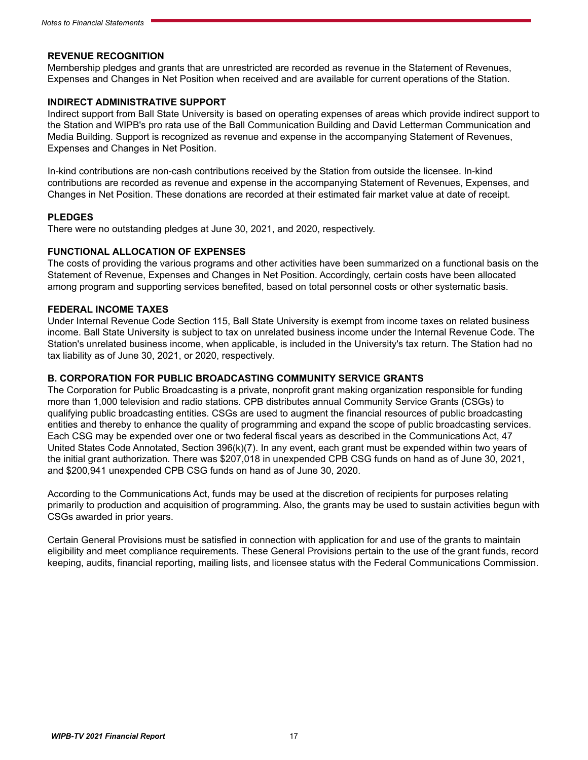### REVENUE RECOGNITION

Membership pledges and grants that are unrestricted are recorded as revenue in the Statement of Revenues, Expenses and Changes in Net Position when received and are available for current operations of the Station.

### INDIRECT ADMINISTRATIVE SUPPORT

Indirect support from Ball State University is based on operating expenses of areas which provide indirect support to the Station and WIPB's pro rata use of the Ball Communication Building and David Letterman Communication and Media Building. Support is recognized as revenue and expense in the accompanying Statement of Revenues, Expenses and Changes in Net Position.

In-kind contributions are non-cash contributions received by the Station from outside the licensee. In-kind contributions are recorded as revenue and expense in the accompanying Statement of Revenues, Expenses, and Changes in Net Position. These donations are recorded at their estimated fair market value at date of receipt.

### PLEDGES

There were no outstanding pledges at June 30, 2021, and 2020, respectively.

### FUNCTIONAL ALLOCATION OF EXPENSES

The costs of providing the various programs and other activities have been summarized on a functional basis on the Statement of Revenue, Expenses and Changes in Net Position. Accordingly, certain costs have been allocated among program and supporting services benefited, based on total personnel costs or other systematic basis.

### FEDERAL INCOME TAXES

Under Internal Revenue Code Section 115, Ball State University is exempt from income taxes on related business income. Ball State University is subject to tax on unrelated business income under the Internal Revenue Code. The Station's unrelated business income, when applicable, is included in the University's tax return. The Station had no tax liability as of June 30, 2021, or 2020, respectively.

### B. CORPORATION FOR PUBLIC BROADCASTING COMMUNITY SERVICE GRANTS

The Corporation for Public Broadcasting is a private, nonprofit grant making organization responsible for funding more than 1,000 television and radio stations. CPB distributes annual Community Service Grants (CSGs) to qualifying public broadcasting entities. CSGs are used to augment the financial resources of public broadcasting entities and thereby to enhance the quality of programming and expand the scope of public broadcasting services. Each CSG may be expended over one or two federal fiscal years as described in the Communications Act, 47 United States Code Annotated, Section 396(k)(7). In any event, each grant must be expended within two years of the initial grant authorization. There was $207,018 in unexpended CPB CSG funds on hand as of June 30, 2021, and $200,941 unexpended CPB CSG funds on hand as of June 30, 2020.

According to the Communications Act, funds may be used at the discretion of recipients for purposes relating primarily to production and acquisition of programming. Also, the grants may be used to sustain activities begun with CSGs awarded in prior years.

Certain General Provisions must be satisfied in connection with application for and use of the grants to maintain eligibility and meet compliance requirements. These General Provisions pertain to the use of the grant funds, record keeping, audits, financial reporting, mailing lists, and licensee status with the Federal Communications Commission.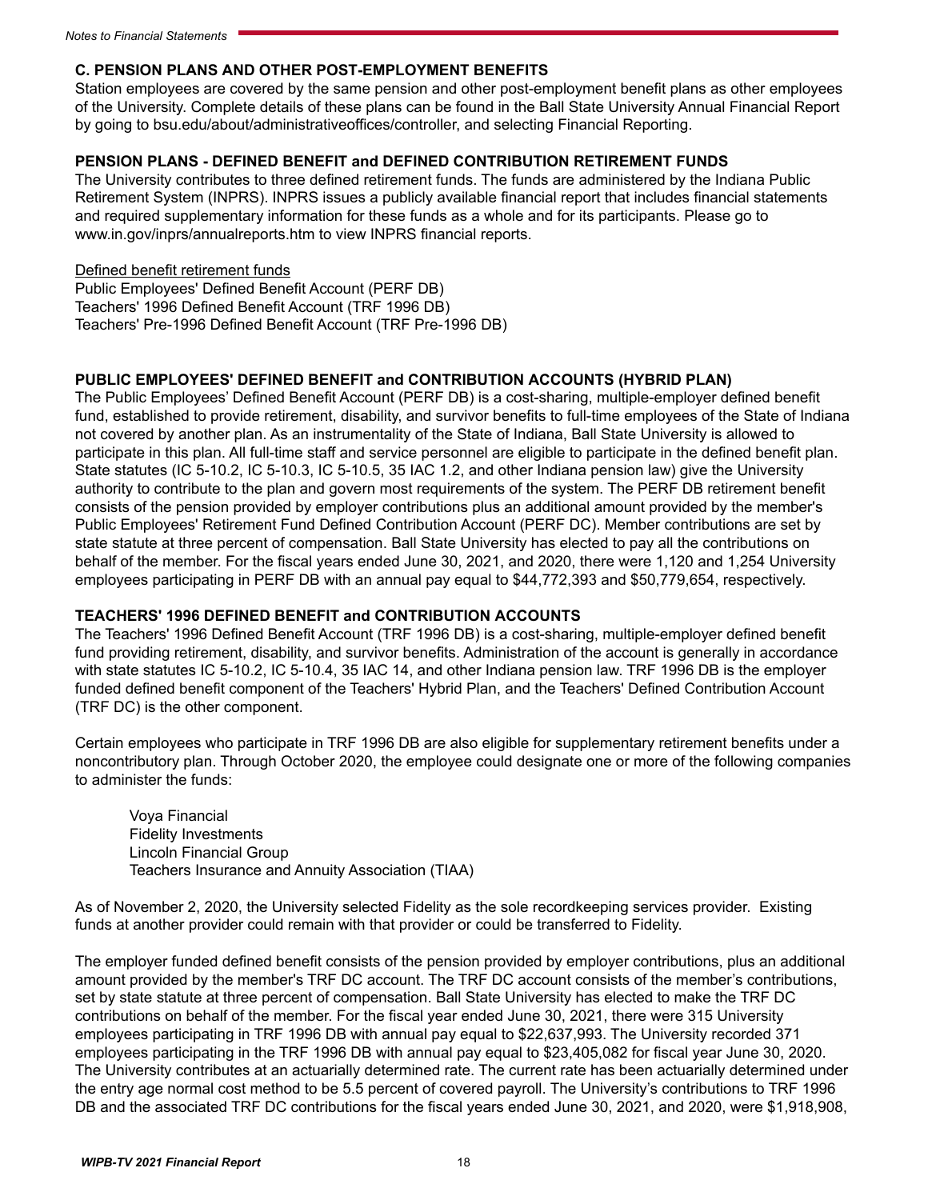## C. PENSION PLANS AND OTHER POST-EMPLOYMENT BENEFITS

Station employees are covered by the same pension and other post-employment benefit plans as other employees of the University. Complete details of these plans can be found in the Ball State University Annual Financial Report by going to bsu.edu/about/administrativeoffices/controller, and selecting Financial Reporting.

### PENSION PLANS - DEFINED BENEFIT and DEFINED CONTRIBUTION RETIREMENT FUNDS

The University contributes to three defined retirement funds. The funds are administered by the Indiana Public Retirement System (INPRS). INPRS issues a publicly available financial report that includes financial statements and required supplementary information for these funds as a whole and for its participants. Please go to www.in.gov/inprs/annualreports.htm to view INPRS financial reports.

Defined benefit retirement funds
Public Employees' Defined Benefit Account (PERF DB)
Teachers' 1996 Defined Benefit Account (TRF 1996 DB)
Teachers' Pre-1996 Defined Benefit Account (TRF Pre-1996 DB)

### PUBLIC EMPLOYEES' DEFINED BENEFIT and CONTRIBUTION ACCOUNTS (HYBRID PLAN)

The Public Employees' Defined Benefit Account (PERF DB) is a cost-sharing, multiple-employer defined benefit fund, established to provide retirement, disability, and survivor benefits to full-time employees of the State of Indiana not covered by another plan. As an instrumentality of the State of Indiana, Ball State University is allowed to participate in this plan. All full-time staff and service personnel are eligible to participate in the defined benefit plan. State statutes (IC 5-10.2, IC 5-10.3, IC 5-10.5, 35 IAC 1.2, and other Indiana pension law) give the University authority to contribute to the plan and govern most requirements of the system. The PERF DB retirement benefit consists of the pension provided by employer contributions plus an additional amount provided by the member's Public Employees' Retirement Fund Defined Contribution Account (PERF DC). Member contributions are set by state statute at three percent of compensation. Ball State University has elected to pay all the contributions on behalf of the member. For the fiscal years ended June 30, 2021, and 2020, there were 1,120 and 1,254 University employees participating in PERF DB with an annual pay equal to $44,772,393 and $50,779,654, respectively.

### TEACHERS' 1996 DEFINED BENEFIT and CONTRIBUTION ACCOUNTS

The Teachers' 1996 Defined Benefit Account (TRF 1996 DB) is a cost-sharing, multiple-employer defined benefit fund providing retirement, disability, and survivor benefits. Administration of the account is generally in accordance with state statutes IC 5-10.2, IC 5-10.4, 35 IAC 14, and other Indiana pension law. TRF 1996 DB is the employer funded defined benefit component of the Teachers' Hybrid Plan, and the Teachers' Defined Contribution Account (TRF DC) is the other component.

Certain employees who participate in TRF 1996 DB are also eligible for supplementary retirement benefits under a noncontributory plan. Through October 2020, the employee could designate one or more of the following companies to administer the funds:

- Voya Financial
- Fidelity Investments
- Lincoln Financial Group
- Teachers Insurance and Annuity Association (TIAA)

As of November 2, 2020, the University selected Fidelity as the sole recordkeeping services provider. Existing funds at another provider could remain with that provider or could be transferred to Fidelity.

The employer funded defined benefit consists of the pension provided by employer contributions, plus an additional amount provided by the member's TRF DC account. The TRF DC account consists of the member's contributions, set by state statute at three percent of compensation. Ball State University has elected to make the TRF DC contributions on behalf of the member. For the fiscal year ended June 30, 2021, there were 315 University employees participating in TRF 1996 DB with annual pay equal to $22,637,993. The University recorded 371 employees participating in the TRF 1996 DB with annual pay equal to $23,405,082 for fiscal year June 30, 2020. The University contributes at an actuarially determined rate. The current rate has been actuarially determined under the entry age normal cost method to be 5.5 percent of covered payroll. The University's contributions to TRF 1996 DB and the associated TRF DC contributions for the fiscal years ended June 30, 2021, and 2020, were $1,918,908,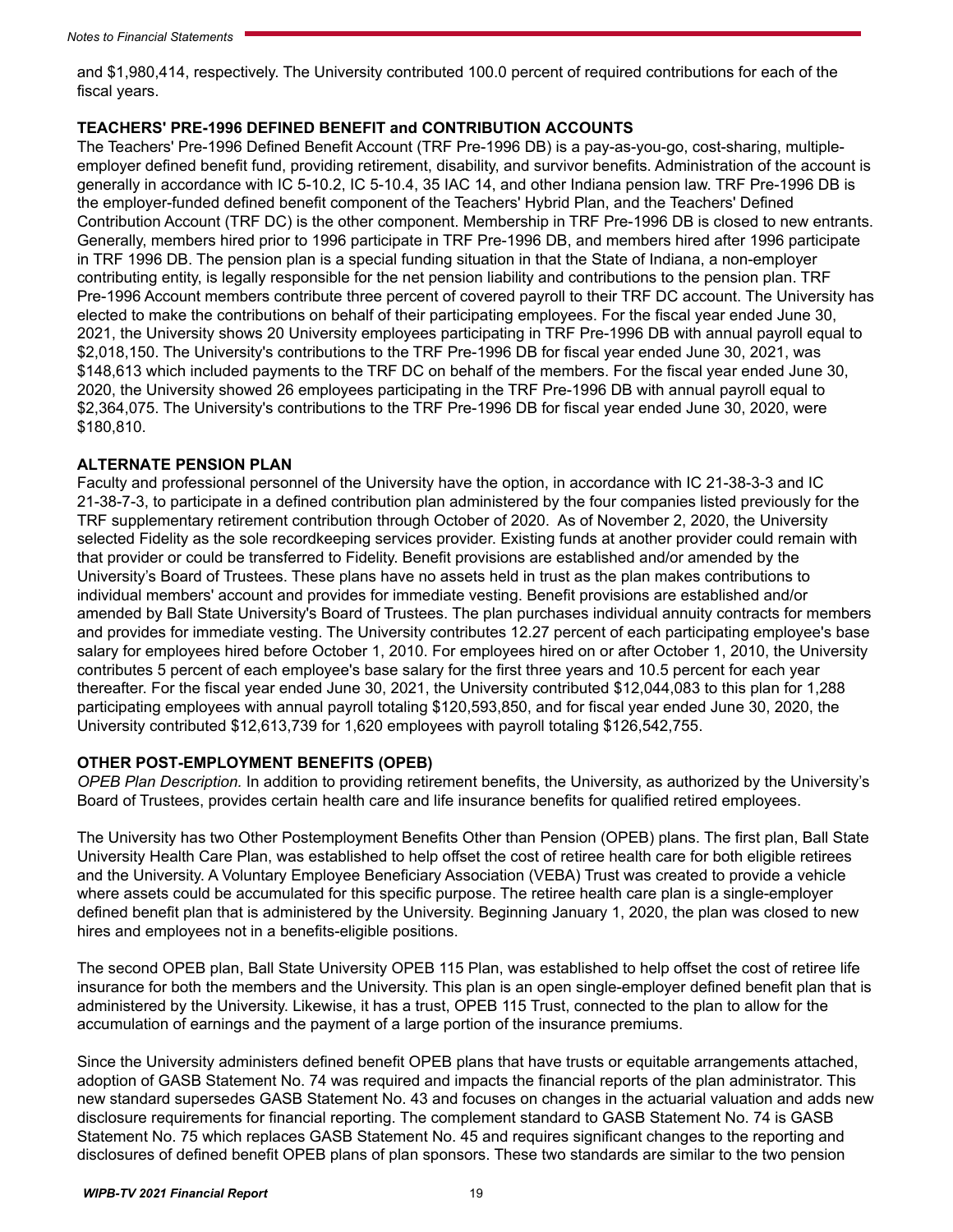and $1,980,414, respectively. The University contributed 100.0 percent of required contributions for each of the fiscal years.

### TEACHERS' PRE-1996 DEFINED BENEFIT and CONTRIBUTION ACCOUNTS

The Teachers' Pre-1996 Defined Benefit Account (TRF Pre-1996 DB) is a pay-as-you-go, cost-sharing, multiple-employer defined benefit fund, providing retirement, disability, and survivor benefits. Administration of the account is generally in accordance with IC 5-10.2, IC 5-10.4, 35 IAC 14, and other Indiana pension law. TRF Pre-1996 DB is the employer-funded defined benefit component of the Teachers' Hybrid Plan, and the Teachers' Defined Contribution Account (TRF DC) is the other component. Membership in TRF Pre-1996 DB is closed to new entrants. Generally, members hired prior to 1996 participate in TRF Pre-1996 DB, and members hired after 1996 participate in TRF 1996 DB. The pension plan is a special funding situation in that the State of Indiana, a non-employer contributing entity, is legally responsible for the net pension liability and contributions to the pension plan. TRF Pre-1996 Account members contribute three percent of covered payroll to their TRF DC account. The University has elected to make the contributions on behalf of their participating employees. For the fiscal year ended June 30, 2021, the University shows 20 University employees participating in TRF Pre-1996 DB with annual payroll equal to $2,018,150. The University's contributions to the TRF Pre-1996 DB for fiscal year ended June 30, 2021, was $148,613 which included payments to the TRF DC on behalf of the members. For the fiscal year ended June 30, 2020, the University showed 26 employees participating in the TRF Pre-1996 DB with annual payroll equal to $2,364,075. The University's contributions to the TRF Pre-1996 DB for fiscal year ended June 30, 2020, were $180,810.

### ALTERNATE PENSION PLAN

Faculty and professional personnel of the University have the option, in accordance with IC 21-38-3-3 and IC 21-38-7-3, to participate in a defined contribution plan administered by the four companies listed previously for the TRF supplementary retirement contribution through October of 2020. As of November 2, 2020, the University selected Fidelity as the sole recordkeeping services provider. Existing funds at another provider could remain with that provider or could be transferred to Fidelity. Benefit provisions are established and/or amended by the University's Board of Trustees. These plans have no assets held in trust as the plan makes contributions to individual members' account and provides for immediate vesting. Benefit provisions are established and/or amended by Ball State University's Board of Trustees. The plan purchases individual annuity contracts for members and provides for immediate vesting. The University contributes 12.27 percent of each participating employee's base salary for employees hired before October 1, 2010. For employees hired on or after October 1, 2010, the University contributes 5 percent of each employee's base salary for the first three years and 10.5 percent for each year thereafter. For the fiscal year ended June 30, 2021, the University contributed $12,044,083 to this plan for 1,288 participating employees with annual payroll totaling $120,593,850, and for fiscal year ended June 30, 2020, the University contributed $12,613,739 for 1,620 employees with payroll totaling $126,542,755.

### OTHER POST-EMPLOYMENT BENEFITS (OPEB)

*OPEB Plan Description.* In addition to providing retirement benefits, the University, as authorized by the University's Board of Trustees, provides certain health care and life insurance benefits for qualified retired employees.

The University has two Other Postemployment Benefits Other than Pension (OPEB) plans. The first plan, Ball State University Health Care Plan, was established to help offset the cost of retiree health care for both eligible retirees and the University. A Voluntary Employee Beneficiary Association (VEBA) Trust was created to provide a vehicle where assets could be accumulated for this specific purpose. The retiree health care plan is a single-employer defined benefit plan that is administered by the University. Beginning January 1, 2020, the plan was closed to new hires and employees not in a benefits-eligible positions.

The second OPEB plan, Ball State University OPEB 115 Plan, was established to help offset the cost of retiree life insurance for both the members and the University. This plan is an open single-employer defined benefit plan that is administered by the University. Likewise, it has a trust, OPEB 115 Trust, connected to the plan to allow for the accumulation of earnings and the payment of a large portion of the insurance premiums.

Since the University administers defined benefit OPEB plans that have trusts or equitable arrangements attached, adoption of GASB Statement No. 74 was required and impacts the financial reports of the plan administrator. This new standard supersedes GASB Statement No. 43 and focuses on changes in the actuarial valuation and adds new disclosure requirements for financial reporting. The complement standard to GASB Statement No. 74 is GASB Statement No. 75 which replaces GASB Statement No. 45 and requires significant changes to the reporting and disclosures of defined benefit OPEB plans of plan sponsors. These two standards are similar to the two pension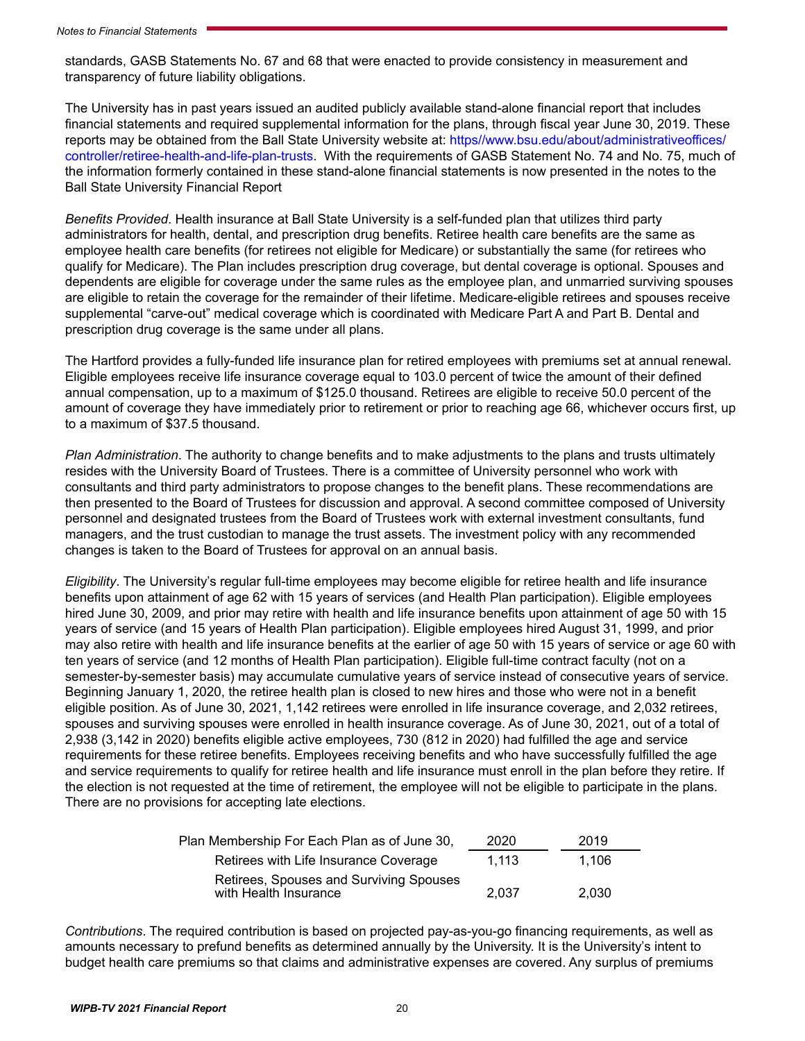standards, GASB Statements No. 67 and 68 that were enacted to provide consistency in measurement and transparency of future liability obligations.

The University has in past years issued an audited publicly available stand-alone financial report that includes financial statements and required supplemental information for the plans, through fiscal year June 30, 2019. These reports may be obtained from the Ball State University website at: https//www.bsu.edu/about/administrativeoffices/controller/retiree-health-and-life-plan-trusts. With the requirements of GASB Statement No. 74 and No. 75, much of the information formerly contained in these stand-alone financial statements is now presented in the notes to the Ball State University Financial Report

*Benefits Provided*. Health insurance at Ball State University is a self-funded plan that utilizes third party administrators for health, dental, and prescription drug benefits. Retiree health care benefits are the same as employee health care benefits (for retirees not eligible for Medicare) or substantially the same (for retirees who qualify for Medicare). The Plan includes prescription drug coverage, but dental coverage is optional. Spouses and dependents are eligible for coverage under the same rules as the employee plan, and unmarried surviving spouses are eligible to retain the coverage for the remainder of their lifetime. Medicare-eligible retirees and spouses receive supplemental "carve-out" medical coverage which is coordinated with Medicare Part A and Part B. Dental and prescription drug coverage is the same under all plans.

The Hartford provides a fully-funded life insurance plan for retired employees with premiums set at annual renewal. Eligible employees receive life insurance coverage equal to 103.0 percent of twice the amount of their defined annual compensation, up to a maximum of $125.0 thousand. Retirees are eligible to receive 50.0 percent of the amount of coverage they have immediately prior to retirement or prior to reaching age 66, whichever occurs first, up to a maximum of $37.5 thousand.

*Plan Administration*. The authority to change benefits and to make adjustments to the plans and trusts ultimately resides with the University Board of Trustees. There is a committee of University personnel who work with consultants and third party administrators to propose changes to the benefit plans. These recommendations are then presented to the Board of Trustees for discussion and approval. A second committee composed of University personnel and designated trustees from the Board of Trustees work with external investment consultants, fund managers, and the trust custodian to manage the trust assets. The investment policy with any recommended changes is taken to the Board of Trustees for approval on an annual basis.

*Eligibility*. The University's regular full-time employees may become eligible for retiree health and life insurance benefits upon attainment of age 62 with 15 years of services (and Health Plan participation). Eligible employees hired June 30, 2009, and prior may retire with health and life insurance benefits upon attainment of age 50 with 15 years of service (and 15 years of Health Plan participation). Eligible employees hired August 31, 1999, and prior may also retire with health and life insurance benefits at the earlier of age 50 with 15 years of service or age 60 with ten years of service (and 12 months of Health Plan participation). Eligible full-time contract faculty (not on a semester-by-semester basis) may accumulate cumulative years of service instead of consecutive years of service. Beginning January 1, 2020, the retiree health plan is closed to new hires and those who were not in a benefit eligible position. As of June 30, 2021, 1,142 retirees were enrolled in life insurance coverage, and 2,032 retirees, spouses and surviving spouses were enrolled in health insurance coverage. As of June 30, 2021, out of a total of 2,938 (3,142 in 2020) benefits eligible active employees, 730 (812 in 2020) had fulfilled the age and service requirements for these retiree benefits. Employees receiving benefits and who have successfully fulfilled the age and service requirements to qualify for retiree health and life insurance must enroll in the plan before they retire. If the election is not requested at the time of retirement, the employee will not be eligible to participate in the plans. There are no provisions for accepting late elections.

| Plan Membership For Each Plan as of June 30, | 2020 | 2019 |
|---|---|---|
| Retirees with Life Insurance Coverage | 1,113 | 1,106 |
| Retirees, Spouses and Surviving Spouses with Health Insurance | 2,037 | 2,030 |

*Contributions*. The required contribution is based on projected pay-as-you-go financing requirements, as well as amounts necessary to prefund benefits as determined annually by the University. It is the University's intent to budget health care premiums so that claims and administrative expenses are covered. Any surplus of premiums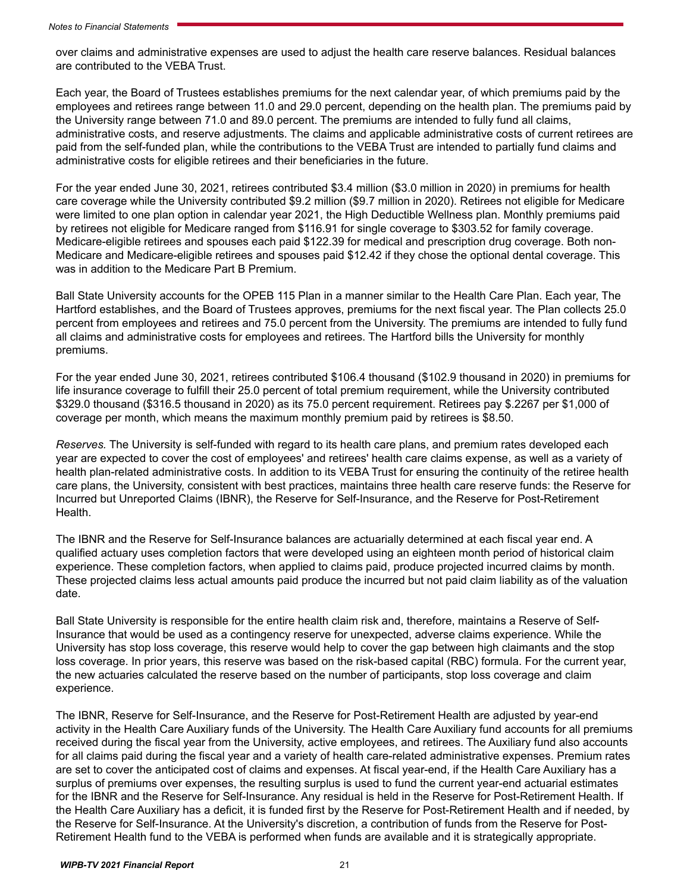over claims and administrative expenses are used to adjust the health care reserve balances. Residual balances are contributed to the VEBA Trust.

Each year, the Board of Trustees establishes premiums for the next calendar year, of which premiums paid by the employees and retirees range between 11.0 and 29.0 percent, depending on the health plan. The premiums paid by the University range between 71.0 and 89.0 percent. The premiums are intended to fully fund all claims, administrative costs, and reserve adjustments. The claims and applicable administrative costs of current retirees are paid from the self-funded plan, while the contributions to the VEBA Trust are intended to partially fund claims and administrative costs for eligible retirees and their beneficiaries in the future.

For the year ended June 30, 2021, retirees contributed $3.4 million ($3.0 million in 2020) in premiums for health care coverage while the University contributed $9.2 million ($9.7 million in 2020). Retirees not eligible for Medicare were limited to one plan option in calendar year 2021, the High Deductible Wellness plan. Monthly premiums paid by retirees not eligible for Medicare ranged from $116.91 for single coverage to $303.52 for family coverage. Medicare-eligible retirees and spouses each paid $122.39 for medical and prescription drug coverage. Both non-Medicare and Medicare-eligible retirees and spouses paid $12.42 if they chose the optional dental coverage. This was in addition to the Medicare Part B Premium.

Ball State University accounts for the OPEB 115 Plan in a manner similar to the Health Care Plan. Each year, The Hartford establishes, and the Board of Trustees approves, premiums for the next fiscal year. The Plan collects 25.0 percent from employees and retirees and 75.0 percent from the University. The premiums are intended to fully fund all claims and administrative costs for employees and retirees. The Hartford bills the University for monthly premiums.

For the year ended June 30, 2021, retirees contributed $106.4 thousand ($102.9 thousand in 2020) in premiums for life insurance coverage to fulfill their 25.0 percent of total premium requirement, while the University contributed $329.0 thousand ($316.5 thousand in 2020) as its 75.0 percent requirement. Retirees pay $.2267 per $1,000 of coverage per month, which means the maximum monthly premium paid by retirees is $8.50.

*Reserves.* The University is self-funded with regard to its health care plans, and premium rates developed each year are expected to cover the cost of employees' and retirees' health care claims expense, as well as a variety of health plan-related administrative costs. In addition to its VEBA Trust for ensuring the continuity of the retiree health care plans, the University, consistent with best practices, maintains three health care reserve funds: the Reserve for Incurred but Unreported Claims (IBNR), the Reserve for Self-Insurance, and the Reserve for Post-Retirement Health.

The IBNR and the Reserve for Self-Insurance balances are actuarially determined at each fiscal year end. A qualified actuary uses completion factors that were developed using an eighteen month period of historical claim experience. These completion factors, when applied to claims paid, produce projected incurred claims by month. These projected claims less actual amounts paid produce the incurred but not paid claim liability as of the valuation date.

Ball State University is responsible for the entire health claim risk and, therefore, maintains a Reserve of Self-Insurance that would be used as a contingency reserve for unexpected, adverse claims experience. While the University has stop loss coverage, this reserve would help to cover the gap between high claimants and the stop loss coverage. In prior years, this reserve was based on the risk-based capital (RBC) formula. For the current year, the new actuaries calculated the reserve based on the number of participants, stop loss coverage and claim experience.

The IBNR, Reserve for Self-Insurance, and the Reserve for Post-Retirement Health are adjusted by year-end activity in the Health Care Auxiliary funds of the University. The Health Care Auxiliary fund accounts for all premiums received during the fiscal year from the University, active employees, and retirees. The Auxiliary fund also accounts for all claims paid during the fiscal year and a variety of health care-related administrative expenses. Premium rates are set to cover the anticipated cost of claims and expenses. At fiscal year-end, if the Health Care Auxiliary has a surplus of premiums over expenses, the resulting surplus is used to fund the current year-end actuarial estimates for the IBNR and the Reserve for Self-Insurance. Any residual is held in the Reserve for Post-Retirement Health. If the Health Care Auxiliary has a deficit, it is funded first by the Reserve for Post-Retirement Health and if needed, by the Reserve for Self-Insurance. At the University's discretion, a contribution of funds from the Reserve for Post-Retirement Health fund to the VEBA is performed when funds are available and it is strategically appropriate.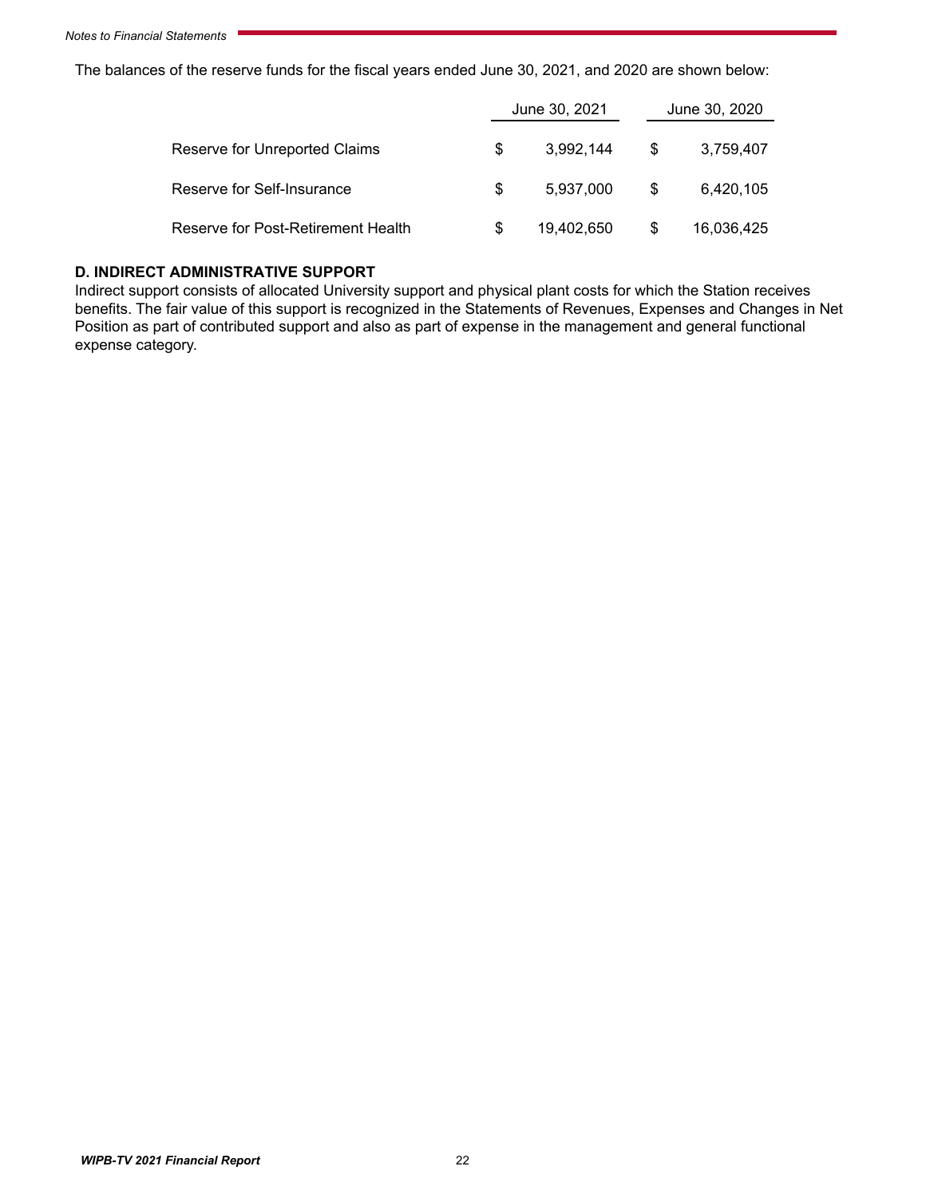The balances of the reserve funds for the fiscal years ended June 30, 2021, and 2020 are shown below:

| | June 30, 2021 | June 30, 2020 |
|---|---|---|
| Reserve for Unreported Claims | $ 3,992,144 | $ 3,759,407 |
| Reserve for Self-Insurance | $ 5,937,000 | $ 6,420,105 |
| Reserve for Post-Retirement Health | $ 19,402,650 | $ 16,036,425 |

**D. INDIRECT ADMINISTRATIVE SUPPORT**

Indirect support consists of allocated University support and physical plant costs for which the Station receives benefits. The fair value of this support is recognized in the Statements of Revenues, Expenses and Changes in Net Position as part of contributed support and also as part of expense in the management and general functional expense category.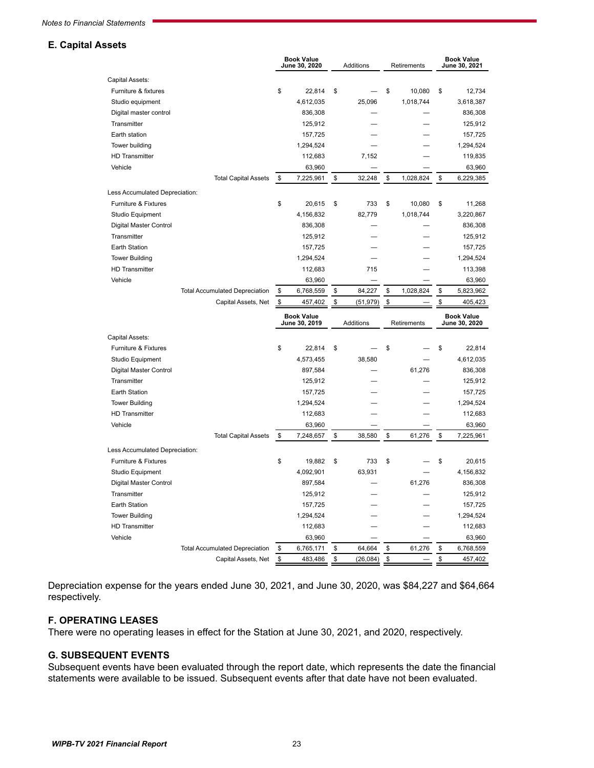### E. Capital Assets

| | Book Value June 30, 2020 | Additions | Retirements | Book Value June 30, 2021 |
|---|---|---|---|---|
| Capital Assets: | | | | |
| Furniture & fixtures | $ 22,814 | $ — | $ 10,080 | $ 12,734 |
| Studio equipment | 4,612,035 | 25,096 | 1,018,744 | 3,618,387 |
| Digital master control | 836,308 | — | — | 836,308 |
| Transmitter | 125,912 | — | — | 125,912 |
| Earth station | 157,725 | — | — | 157,725 |
| Tower building | 1,294,524 | — | — | 1,294,524 |
| HD Transmitter | 112,683 | 7,152 | — | 119,835 |
| Vehicle | 63,960 | — | — | 63,960 |
| Total Capital Assets | $ 7,225,961 | $ 32,248 | $ 1,028,824 | $ 6,229,385 |
| Less Accumulated Depreciation: | | | | |
| Furniture & Fixtures | $ 20,615 | $ 733 | $ 10,080 | $ 11,268 |
| Studio Equipment | 4,156,832 | 82,779 | 1,018,744 | 3,220,867 |
| Digital Master Control | 836,308 | — | — | 836,308 |
| Transmitter | 125,912 | — | — | 125,912 |
| Earth Station | 157,725 | — | — | 157,725 |
| Tower Building | 1,294,524 | — | — | 1,294,524 |
| HD Transmitter | 112,683 | 715 | — | 113,398 |
| Vehicle | 63,960 | — | — | 63,960 |
| Total Accumulated Depreciation | $ 6,768,559 | $ 84,227 | $ 1,028,824 | $ 5,823,962 |
| Capital Assets, Net | $ 457,402 | $ (51,979) | $ — | $ 405,423 |

| | Book Value June 30, 2019 | Additions | Retirements | Book Value June 30, 2020 |
|---|---|---|---|---|
| Capital Assets: | | | | |
| Furniture & Fixtures | $ 22,814 | $ — | $ — | $ 22,814 |
| Studio Equipment | 4,573,455 | 38,580 | — | 4,612,035 |
| Digital Master Control | 897,584 | — | 61,276 | 836,308 |
| Transmitter | 125,912 | — | — | 125,912 |
| Earth Station | 157,725 | — | — | 157,725 |
| Tower Building | 1,294,524 | — | — | 1,294,524 |
| HD Transmitter | 112,683 | — | — | 112,683 |
| Vehicle | 63,960 | — | — | 63,960 |
| Total Capital Assets | $ 7,248,657 | $ 38,580 | $ 61,276 | $ 7,225,961 |
| Less Accumulated Depreciation: | | | | |
| Furniture & Fixtures | $ 19,882 | $ 733 | $ — | $ 20,615 |
| Studio Equipment | 4,092,901 | 63,931 | — | 4,156,832 |
| Digital Master Control | 897,584 | — | 61,276 | 836,308 |
| Transmitter | 125,912 | — | — | 125,912 |
| Earth Station | 157,725 | — | — | 157,725 |
| Tower Building | 1,294,524 | — | — | 1,294,524 |
| HD Transmitter | 112,683 | — | — | 112,683 |
| Vehicle | 63,960 | — | — | 63,960 |
| Total Accumulated Depreciation | $ 6,765,171 | $ 64,664 | $ 61,276 | $ 6,768,559 |
| Capital Assets, Net | $ 483,486 | $ (26,084) | $ — | $ 457,402 |

Depreciation expense for the years ended June 30, 2021, and June 30, 2020, was $84,227 and $64,664 respectively.

### F. OPERATING LEASES

There were no operating leases in effect for the Station at June 30, 2021, and 2020, respectively.

### G. SUBSEQUENT EVENTS

Subsequent events have been evaluated through the report date, which represents the date the financial statements were available to be issued. Subsequent events after that date have not been evaluated.